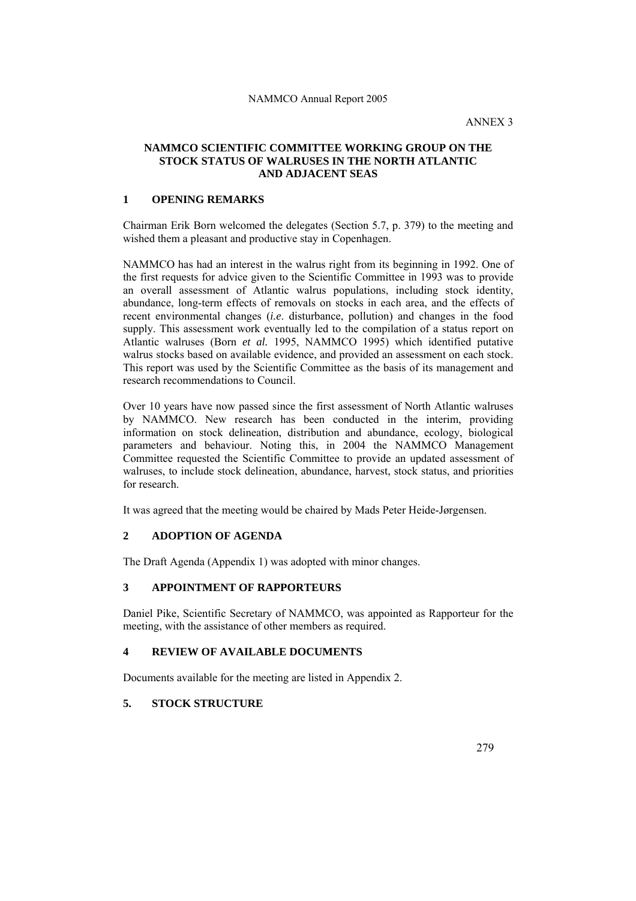ANNEX 3

# NAMMCO SCIENTIFIC COMMITTEE WORKING GROUP ON THE STOCK STATUS OF WALRUSES IN THE NORTH ATLANTIC AND ADJACENT SEAS

## 1 OPENING REMARKS

Chairman Erik Born welcomed the delegates (Section 5.7, p. 379) to the meeting and wished them a pleasant and productive stay in Copenhagen.

NAMMCO has had an interest in the walrus right from its beginning in 1992. One of the first requests for advice given to the Scientific Committee in 1993 was to provide an overall assessment of Atlantic walrus populations, including stock identity, abundance, long-term effects of removals on stocks in each area, and the effects of recent environmental changes (*i.e.* disturbance, pollution) and changes in the food supply. This assessment work eventually led to the compilation of a status report on Atlantic walruses (Born *et al.* 1995, NAMMCO 1995) which identified putative walrus stocks based on available evidence, and provided an assessment on each stock. This report was used by the Scientific Committee as the basis of its management and research recommendations to Council.

Over 10 years have now passed since the first assessment of North Atlantic walruses by NAMMCO. New research has been conducted in the interim, providing information on stock delineation, distribution and abundance, ecology, biological parameters and behaviour. Noting this, in 2004 the NAMMCO Management Committee requested the Scientific Committee to provide an updated assessment of walruses, to include stock delineation, abundance, harvest, stock status, and priorities for research.

It was agreed that the meeting would be chaired by Mads Peter Heide-Jørgensen.

## 2 ADOPTION OF AGENDA

The Draft Agenda (Appendix 1) was adopted with minor changes.

## 3 APPOINTMENT OF RAPPORTEURS

Daniel Pike, Scientific Secretary of NAMMCO, was appointed as Rapporteur for the meeting, with the assistance of other members as required.

## 4 REVIEW OF AVAILABLE DOCUMENTS

Documents available for the meeting are listed in Appendix 2.

## 5. STOCK STRUCTURE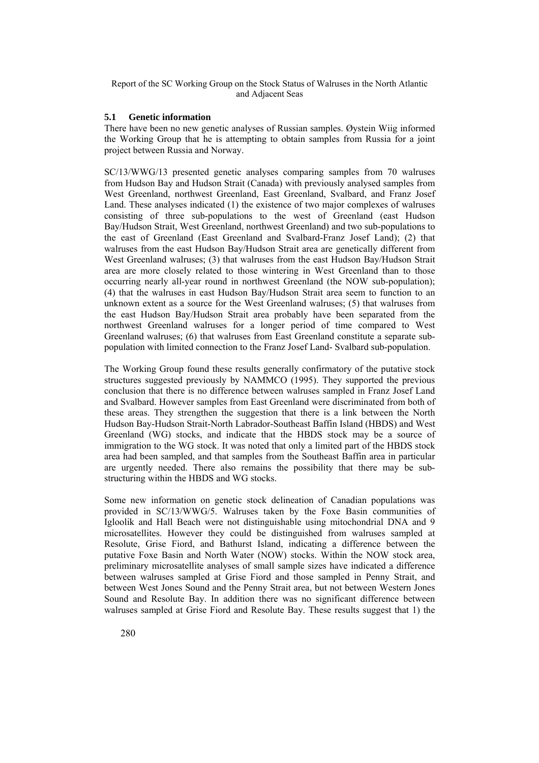### 5.1 Genetic information

There have been no new genetic analyses of Russian samples. Øystein Wiig informed the Working Group that he is attempting to obtain samples from Russia for a joint project between Russia and Norway.

SC/13/WWG/13 presented genetic analyses comparing samples from 70 walruses from Hudson Bay and Hudson Strait (Canada) with previously analysed samples from West Greenland, northwest Greenland, East Greenland, Svalbard, and Franz Josef Land. These analyses indicated (1) the existence of two major complexes of walruses consisting of three sub-populations to the west of Greenland (east Hudson Bay/Hudson Strait, West Greenland, northwest Greenland) and two sub-populations to the east of Greenland (East Greenland and Svalbard-Franz Josef Land); (2) that walruses from the east Hudson Bay/Hudson Strait area are genetically different from West Greenland walruses; (3) that walruses from the east Hudson Bay/Hudson Strait area are more closely related to those wintering in West Greenland than to those occurring nearly all-year round in northwest Greenland (the NOW sub-population); (4) that the walruses in east Hudson Bay/Hudson Strait area seem to function to an unknown extent as a source for the West Greenland walruses; (5) that walruses from the east Hudson Bay/Hudson Strait area probably have been separated from the northwest Greenland walruses for a longer period of time compared to West Greenland walruses; (6) that walruses from East Greenland constitute a separate sub-population with limited connection to the Franz Josef Land- Svalbard sub-population.

The Working Group found these results generally confirmatory of the putative stock structures suggested previously by NAMMCO (1995). They supported the previous conclusion that there is no difference between walruses sampled in Franz Josef Land and Svalbard. However samples from East Greenland were discriminated from both of these areas. They strengthen the suggestion that there is a link between the North Hudson Bay-Hudson Strait-North Labrador-Southeast Baffin Island (HBDS) and West Greenland (WG) stocks, and indicate that the HBDS stock may be a source of immigration to the WG stock. It was noted that only a limited part of the HBDS stock area had been sampled, and that samples from the Southeast Baffin area in particular are urgently needed. There also remains the possibility that there may be sub-structuring within the HBDS and WG stocks.

Some new information on genetic stock delineation of Canadian populations was provided in SC/13/WWG/5. Walruses taken by the Foxe Basin communities of Igloolik and Hall Beach were not distinguishable using mitochondrial DNA and 9 microsatellites. However they could be distinguished from walruses sampled at Resolute, Grise Fiord, and Bathurst Island, indicating a difference between the putative Foxe Basin and North Water (NOW) stocks. Within the NOW stock area, preliminary microsatellite analyses of small sample sizes have indicated a difference between walruses sampled at Grise Fiord and those sampled in Penny Strait, and between West Jones Sound and the Penny Strait area, but not between Western Jones Sound and Resolute Bay. In addition there was no significant difference between walruses sampled at Grise Fiord and Resolute Bay. These results suggest that 1) the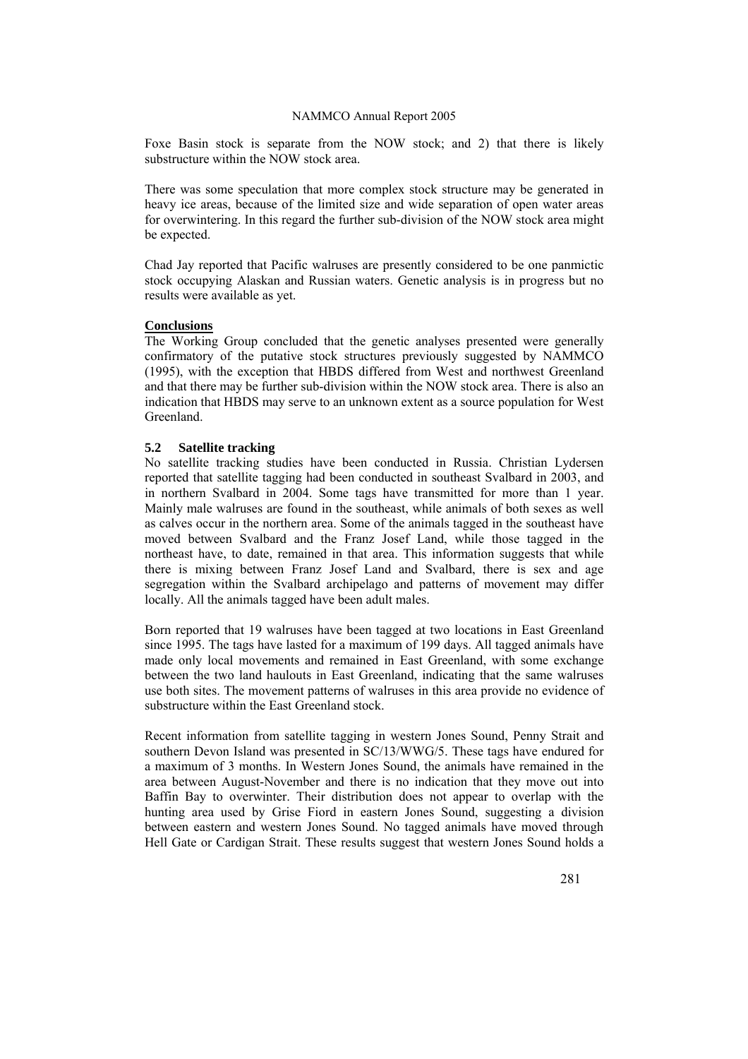Foxe Basin stock is separate from the NOW stock; and 2) that there is likely substructure within the NOW stock area.

There was some speculation that more complex stock structure may be generated in heavy ice areas, because of the limited size and wide separation of open water areas for overwintering. In this regard the further sub-division of the NOW stock area might be expected.

Chad Jay reported that Pacific walruses are presently considered to be one panmictic stock occupying Alaskan and Russian waters. Genetic analysis is in progress but no results were available as yet.

**Conclusions**

The Working Group concluded that the genetic analyses presented were generally confirmatory of the putative stock structures previously suggested by NAMMCO (1995), with the exception that HBDS differed from West and northwest Greenland and that there may be further sub-division within the NOW stock area. There is also an indication that HBDS may serve to an unknown extent as a source population for West Greenland.

### 5.2 Satellite tracking

No satellite tracking studies have been conducted in Russia. Christian Lydersen reported that satellite tagging had been conducted in southeast Svalbard in 2003, and in northern Svalbard in 2004. Some tags have transmitted for more than 1 year. Mainly male walruses are found in the southeast, while animals of both sexes as well as calves occur in the northern area. Some of the animals tagged in the southeast have moved between Svalbard and the Franz Josef Land, while those tagged in the northeast have, to date, remained in that area. This information suggests that while there is mixing between Franz Josef Land and Svalbard, there is sex and age segregation within the Svalbard archipelago and patterns of movement may differ locally. All the animals tagged have been adult males.

Born reported that 19 walruses have been tagged at two locations in East Greenland since 1995. The tags have lasted for a maximum of 199 days. All tagged animals have made only local movements and remained in East Greenland, with some exchange between the two land haulouts in East Greenland, indicating that the same walruses use both sites. The movement patterns of walruses in this area provide no evidence of substructure within the East Greenland stock.

Recent information from satellite tagging in western Jones Sound, Penny Strait and southern Devon Island was presented in SC/13/WWG/5. These tags have endured for a maximum of 3 months. In Western Jones Sound, the animals have remained in the area between August-November and there is no indication that they move out into Baffin Bay to overwinter. Their distribution does not appear to overlap with the hunting area used by Grise Fiord in eastern Jones Sound, suggesting a division between eastern and western Jones Sound. No tagged animals have moved through Hell Gate or Cardigan Strait. These results suggest that western Jones Sound holds a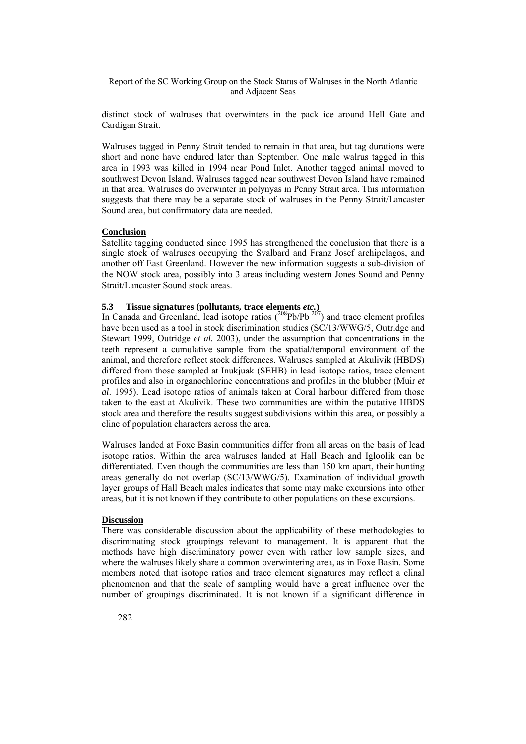distinct stock of walruses that overwinters in the pack ice around Hell Gate and Cardigan Strait.

Walruses tagged in Penny Strait tended to remain in that area, but tag durations were short and none have endured later than September. One male walrus tagged in this area in 1993 was killed in 1994 near Pond Inlet. Another tagged animal moved to southwest Devon Island. Walruses tagged near southwest Devon Island have remained in that area. Walruses do overwinter in polynyas in Penny Strait area. This information suggests that there may be a separate stock of walruses in the Penny Strait/Lancaster Sound area, but confirmatory data are needed.

**Conclusion**

Satellite tagging conducted since 1995 has strengthened the conclusion that there is a single stock of walruses occupying the Svalbard and Franz Josef archipelagos, and another off East Greenland. However the new information suggests a sub-division of the NOW stock area, possibly into 3 areas including western Jones Sound and Penny Strait/Lancaster Sound stock areas.

### 5.3 Tissue signatures (pollutants, trace elements *etc.*)

In Canada and Greenland, lead isotope ratios ($^{208}Pb/Pb^{207}$) and trace element profiles have been used as a tool in stock discrimination studies (SC/13/WWG/5, Outridge and Stewart 1999, Outridge *et al.* 2003), under the assumption that concentrations in the teeth represent a cumulative sample from the spatial/temporal environment of the animal, and therefore reflect stock differences. Walruses sampled at Akulivik (HBDS) differed from those sampled at Inukjuak (SEHB) in lead isotope ratios, trace element profiles and also in organochlorine concentrations and profiles in the blubber (Muir *et al*. 1995). Lead isotope ratios of animals taken at Coral harbour differed from those taken to the east at Akulivik. These two communities are within the putative HBDS stock area and therefore the results suggest subdivisions within this area, or possibly a cline of population characters across the area.

Walruses landed at Foxe Basin communities differ from all areas on the basis of lead isotope ratios. Within the area walruses landed at Hall Beach and Igloolik can be differentiated. Even though the communities are less than 150 km apart, their hunting areas generally do not overlap (SC/13/WWG/5). Examination of individual growth layer groups of Hall Beach males indicates that some may make excursions into other areas, but it is not known if they contribute to other populations on these excursions.

**Discussion**

There was considerable discussion about the applicability of these methodologies to discriminating stock groupings relevant to management. It is apparent that the methods have high discriminatory power even with rather low sample sizes, and where the walruses likely share a common overwintering area, as in Foxe Basin. Some members noted that isotope ratios and trace element signatures may reflect a clinal phenomenon and that the scale of sampling would have a great influence over the number of groupings discriminated. It is not known if a significant difference in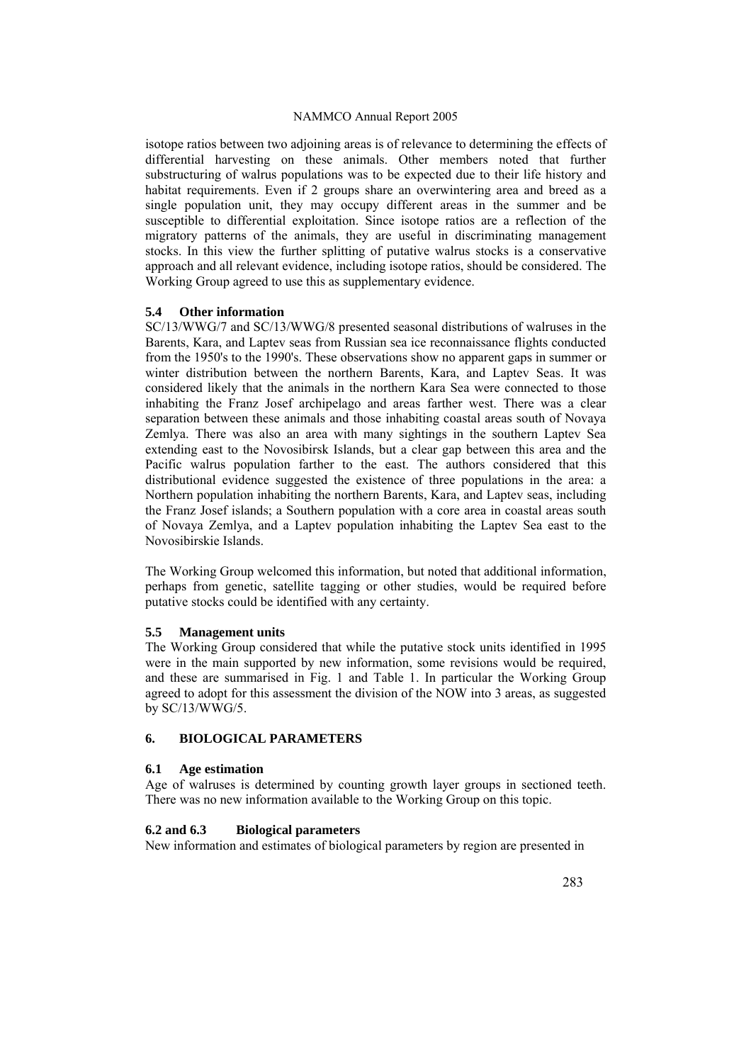isotope ratios between two adjoining areas is of relevance to determining the effects of differential harvesting on these animals. Other members noted that further substructuring of walrus populations was to be expected due to their life history and habitat requirements. Even if 2 groups share an overwintering area and breed as a single population unit, they may occupy different areas in the summer and be susceptible to differential exploitation. Since isotope ratios are a reflection of the migratory patterns of the animals, they are useful in discriminating management stocks. In this view the further splitting of putative walrus stocks is a conservative approach and all relevant evidence, including isotope ratios, should be considered. The Working Group agreed to use this as supplementary evidence.

### 5.4 Other information

SC/13/WWG/7 and SC/13/WWG/8 presented seasonal distributions of walruses in the Barents, Kara, and Laptev seas from Russian sea ice reconnaissance flights conducted from the 1950's to the 1990's. These observations show no apparent gaps in summer or winter distribution between the northern Barents, Kara, and Laptev Seas. It was considered likely that the animals in the northern Kara Sea were connected to those inhabiting the Franz Josef archipelago and areas farther west. There was a clear separation between these animals and those inhabiting coastal areas south of Novaya Zemlya. There was also an area with many sightings in the southern Laptev Sea extending east to the Novosibirsk Islands, but a clear gap between this area and the Pacific walrus population farther to the east. The authors considered that this distributional evidence suggested the existence of three populations in the area: a Northern population inhabiting the northern Barents, Kara, and Laptev seas, including the Franz Josef islands; a Southern population with a core area in coastal areas south of Novaya Zemlya, and a Laptev population inhabiting the Laptev Sea east to the Novosibirskie Islands.

The Working Group welcomed this information, but noted that additional information, perhaps from genetic, satellite tagging or other studies, would be required before putative stocks could be identified with any certainty.

### 5.5 Management units

The Working Group considered that while the putative stock units identified in 1995 were in the main supported by new information, some revisions would be required, and these are summarised in Fig. 1 and Table 1. In particular the Working Group agreed to adopt for this assessment the division of the NOW into 3 areas, as suggested by SC/13/WWG/5.

## 6. BIOLOGICAL PARAMETERS

### 6.1 Age estimation

Age of walruses is determined by counting growth layer groups in sectioned teeth. There was no new information available to the Working Group on this topic.

### 6.2 and 6.3 Biological parameters

New information and estimates of biological parameters by region are presented in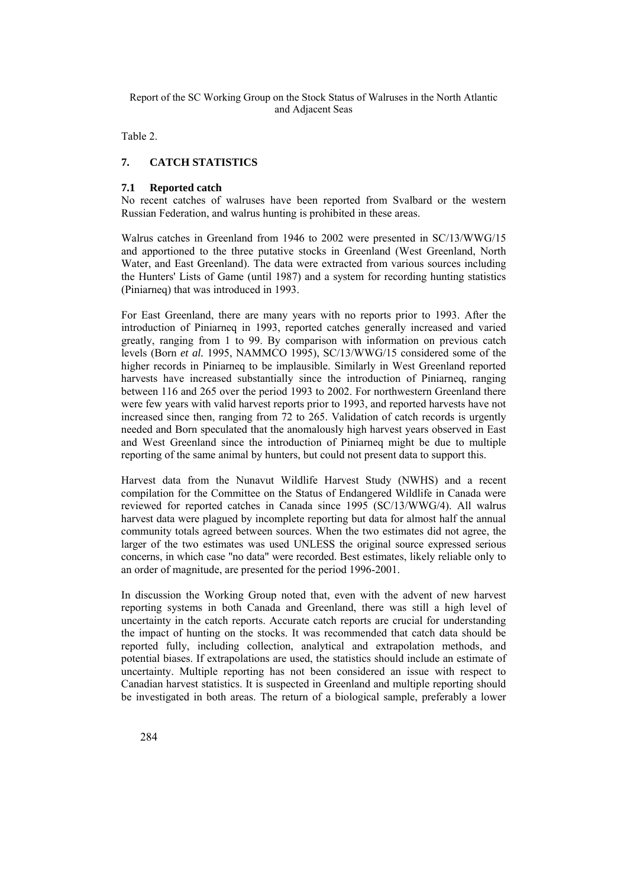Table 2.

## 7. CATCH STATISTICS

### 7.1 Reported catch

No recent catches of walruses have been reported from Svalbard or the western Russian Federation, and walrus hunting is prohibited in these areas.

Walrus catches in Greenland from 1946 to 2002 were presented in SC/13/WWG/15 and apportioned to the three putative stocks in Greenland (West Greenland, North Water, and East Greenland). The data were extracted from various sources including the Hunters' Lists of Game (until 1987) and a system for recording hunting statistics (Piniarneq) that was introduced in 1993.

For East Greenland, there are many years with no reports prior to 1993. After the introduction of Piniarneq in 1993, reported catches generally increased and varied greatly, ranging from 1 to 99. By comparison with information on previous catch levels (Born *et al.* 1995, NAMMCO 1995), SC/13/WWG/15 considered some of the higher records in Piniarneq to be implausible. Similarly in West Greenland reported harvests have increased substantially since the introduction of Piniarneq, ranging between 116 and 265 over the period 1993 to 2002. For northwestern Greenland there were few years with valid harvest reports prior to 1993, and reported harvests have not increased since then, ranging from 72 to 265. Validation of catch records is urgently needed and Born speculated that the anomalously high harvest years observed in East and West Greenland since the introduction of Piniarneq might be due to multiple reporting of the same animal by hunters, but could not present data to support this.

Harvest data from the Nunavut Wildlife Harvest Study (NWHS) and a recent compilation for the Committee on the Status of Endangered Wildlife in Canada were reviewed for reported catches in Canada since 1995 (SC/13/WWG/4). All walrus harvest data were plagued by incomplete reporting but data for almost half the annual community totals agreed between sources. When the two estimates did not agree, the larger of the two estimates was used UNLESS the original source expressed serious concerns, in which case "no data" were recorded. Best estimates, likely reliable only to an order of magnitude, are presented for the period 1996-2001.

In discussion the Working Group noted that, even with the advent of new harvest reporting systems in both Canada and Greenland, there was still a high level of uncertainty in the catch reports. Accurate catch reports are crucial for understanding the impact of hunting on the stocks. It was recommended that catch data should be reported fully, including collection, analytical and extrapolation methods, and potential biases. If extrapolations are used, the statistics should include an estimate of uncertainty. Multiple reporting has not been considered an issue with respect to Canadian harvest statistics. It is suspected in Greenland and multiple reporting should be investigated in both areas. The return of a biological sample, preferably a lower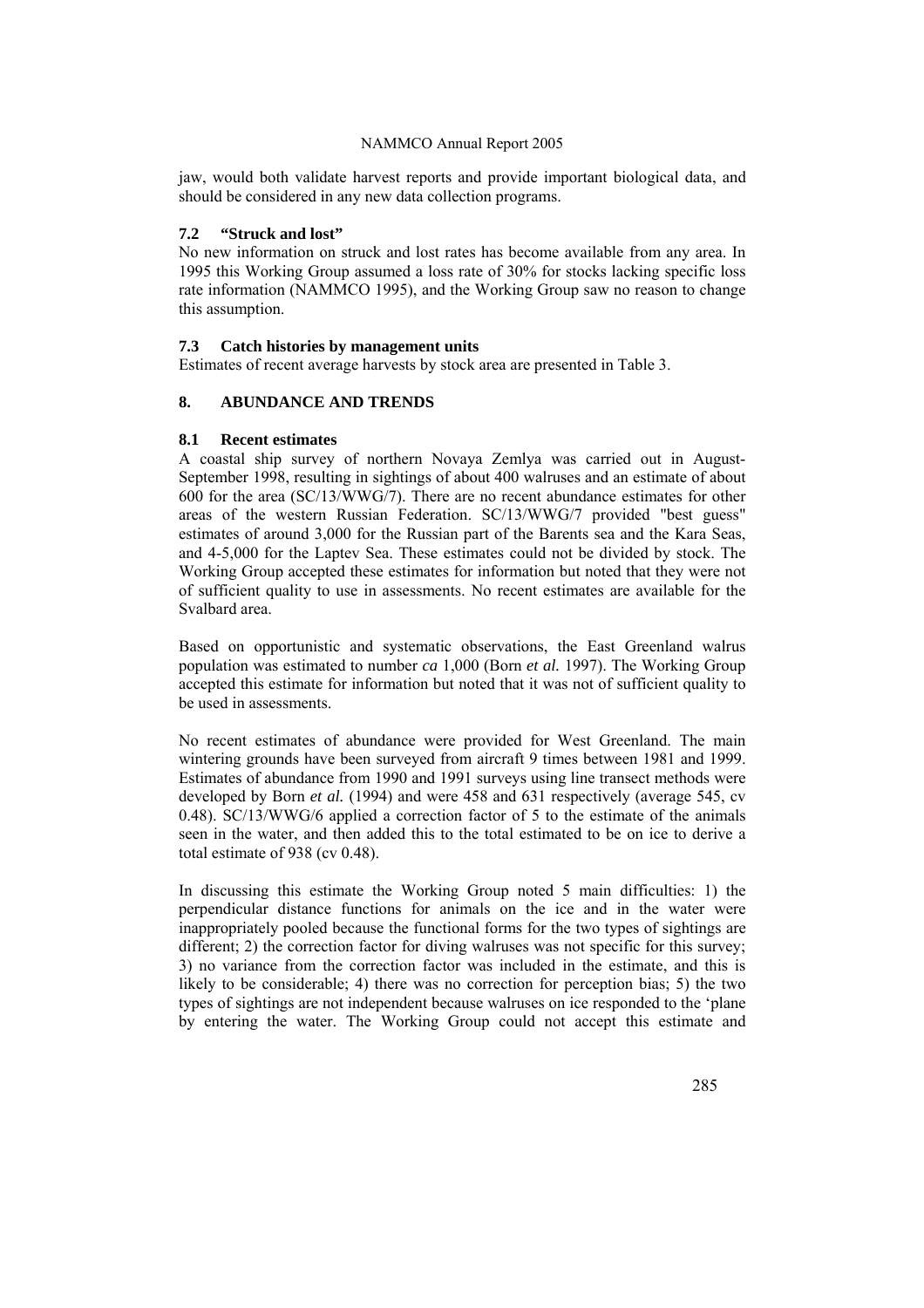jaw, would both validate harvest reports and provide important biological data, and should be considered in any new data collection programs.

### 7.2 "Struck and lost"

No new information on struck and lost rates has become available from any area. In 1995 this Working Group assumed a loss rate of 30% for stocks lacking specific loss rate information (NAMMCO 1995), and the Working Group saw no reason to change this assumption.

### 7.3 Catch histories by management units

Estimates of recent average harvests by stock area are presented in Table 3.

## 8. ABUNDANCE AND TRENDS

### 8.1 Recent estimates

A coastal ship survey of northern Novaya Zemlya was carried out in August-September 1998, resulting in sightings of about 400 walruses and an estimate of about 600 for the area (SC/13/WWG/7). There are no recent abundance estimates for other areas of the western Russian Federation. SC/13/WWG/7 provided "best guess" estimates of around 3,000 for the Russian part of the Barents sea and the Kara Seas, and 4-5,000 for the Laptev Sea. These estimates could not be divided by stock. The Working Group accepted these estimates for information but noted that they were not of sufficient quality to use in assessments. No recent estimates are available for the Svalbard area.

Based on opportunistic and systematic observations, the East Greenland walrus population was estimated to number *ca* 1,000 (Born *et al.* 1997). The Working Group accepted this estimate for information but noted that it was not of sufficient quality to be used in assessments.

No recent estimates of abundance were provided for West Greenland. The main wintering grounds have been surveyed from aircraft 9 times between 1981 and 1999. Estimates of abundance from 1990 and 1991 surveys using line transect methods were developed by Born *et al.* (1994) and were 458 and 631 respectively (average 545, cv 0.48). SC/13/WWG/6 applied a correction factor of 5 to the estimate of the animals seen in the water, and then added this to the total estimated to be on ice to derive a total estimate of 938 (cv 0.48).

In discussing this estimate the Working Group noted 5 main difficulties: 1) the perpendicular distance functions for animals on the ice and in the water were inappropriately pooled because the functional forms for the two types of sightings are different; 2) the correction factor for diving walruses was not specific for this survey; 3) no variance from the correction factor was included in the estimate, and this is likely to be considerable; 4) there was no correction for perception bias; 5) the two types of sightings are not independent because walruses on ice responded to the 'plane by entering the water. The Working Group could not accept this estimate and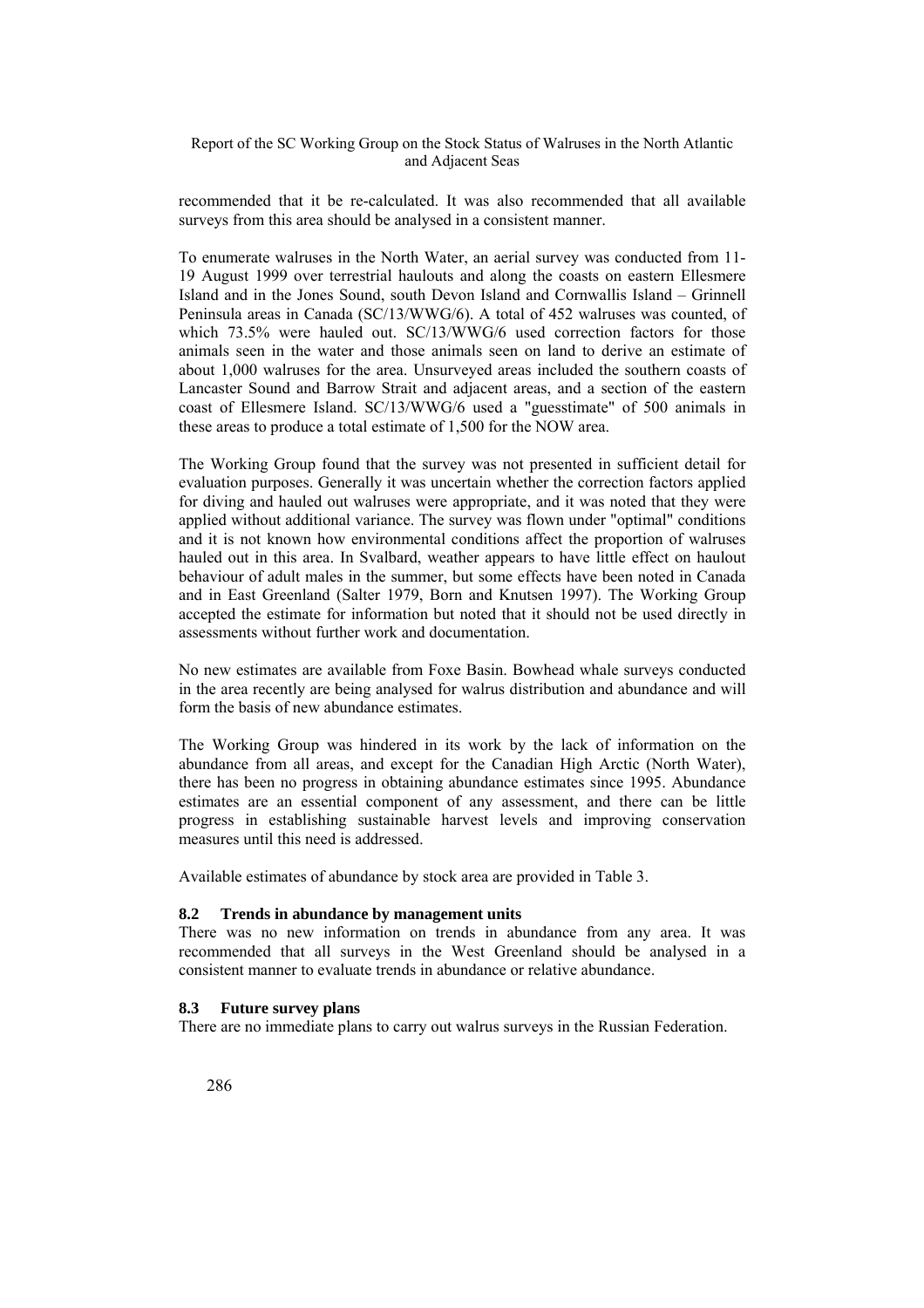recommended that it be re-calculated. It was also recommended that all available surveys from this area should be analysed in a consistent manner.

To enumerate walruses in the North Water, an aerial survey was conducted from 11-19 August 1999 over terrestrial haulouts and along the coasts on eastern Ellesmere Island and in the Jones Sound, south Devon Island and Cornwallis Island – Grinnell Peninsula areas in Canada (SC/13/WWG/6). A total of 452 walruses was counted, of which 73.5% were hauled out. SC/13/WWG/6 used correction factors for those animals seen in the water and those animals seen on land to derive an estimate of about 1,000 walruses for the area. Unsurveyed areas included the southern coasts of Lancaster Sound and Barrow Strait and adjacent areas, and a section of the eastern coast of Ellesmere Island. SC/13/WWG/6 used a "guesstimate" of 500 animals in these areas to produce a total estimate of 1,500 for the NOW area.

The Working Group found that the survey was not presented in sufficient detail for evaluation purposes. Generally it was uncertain whether the correction factors applied for diving and hauled out walruses were appropriate, and it was noted that they were applied without additional variance. The survey was flown under "optimal" conditions and it is not known how environmental conditions affect the proportion of walruses hauled out in this area. In Svalbard, weather appears to have little effect on haulout behaviour of adult males in the summer, but some effects have been noted in Canada and in East Greenland (Salter 1979, Born and Knutsen 1997). The Working Group accepted the estimate for information but noted that it should not be used directly in assessments without further work and documentation.

No new estimates are available from Foxe Basin. Bowhead whale surveys conducted in the area recently are being analysed for walrus distribution and abundance and will form the basis of new abundance estimates.

The Working Group was hindered in its work by the lack of information on the abundance from all areas, and except for the Canadian High Arctic (North Water), there has been no progress in obtaining abundance estimates since 1995. Abundance estimates are an essential component of any assessment, and there can be little progress in establishing sustainable harvest levels and improving conservation measures until this need is addressed.

Available estimates of abundance by stock area are provided in Table 3.

### 8.2 Trends in abundance by management units

There was no new information on trends in abundance from any area. It was recommended that all surveys in the West Greenland should be analysed in a consistent manner to evaluate trends in abundance or relative abundance.

### 8.3 Future survey plans

There are no immediate plans to carry out walrus surveys in the Russian Federation.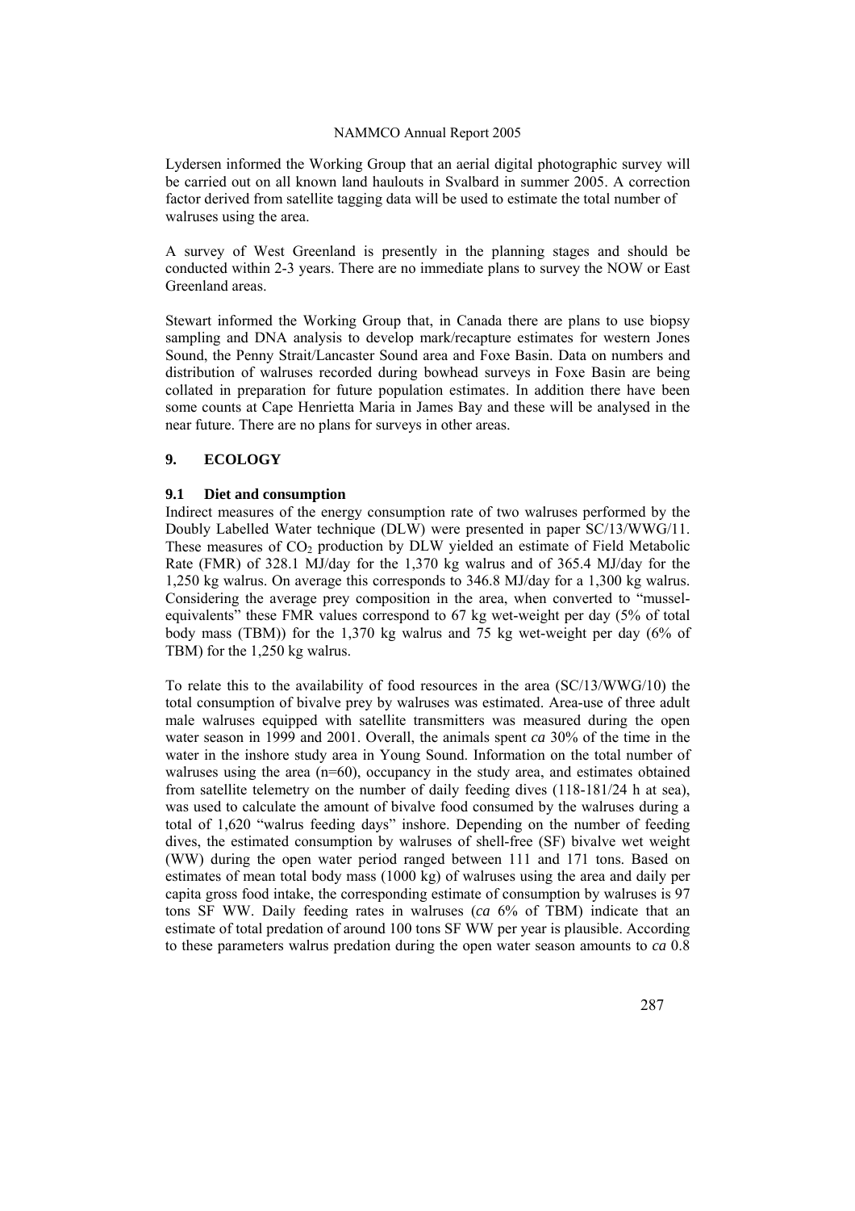Lydersen informed the Working Group that an aerial digital photographic survey will be carried out on all known land haulouts in Svalbard in summer 2005. A correction factor derived from satellite tagging data will be used to estimate the total number of walruses using the area.

A survey of West Greenland is presently in the planning stages and should be conducted within 2-3 years. There are no immediate plans to survey the NOW or East Greenland areas.

Stewart informed the Working Group that, in Canada there are plans to use biopsy sampling and DNA analysis to develop mark/recapture estimates for western Jones Sound, the Penny Strait/Lancaster Sound area and Foxe Basin. Data on numbers and distribution of walruses recorded during bowhead surveys in Foxe Basin are being collated in preparation for future population estimates. In addition there have been some counts at Cape Henrietta Maria in James Bay and these will be analysed in the near future. There are no plans for surveys in other areas.

## 9. ECOLOGY

### 9.1 Diet and consumption

Indirect measures of the energy consumption rate of two walruses performed by the Doubly Labelled Water technique (DLW) were presented in paper SC/13/WWG/11. These measures of $CO_2$ production by DLW yielded an estimate of Field Metabolic Rate (FMR) of 328.1 MJ/day for the 1,370 kg walrus and of 365.4 MJ/day for the 1,250 kg walrus. On average this corresponds to 346.8 MJ/day for a 1,300 kg walrus. Considering the average prey composition in the area, when converted to "mussel-equivalents" these FMR values correspond to 67 kg wet-weight per day (5% of total body mass (TBM)) for the 1,370 kg walrus and 75 kg wet-weight per day (6% of TBM) for the 1,250 kg walrus.

To relate this to the availability of food resources in the area (SC/13/WWG/10) the total consumption of bivalve prey by walruses was estimated. Area-use of three adult male walruses equipped with satellite transmitters was measured during the open water season in 1999 and 2001. Overall, the animals spent *ca* 30% of the time in the water in the inshore study area in Young Sound. Information on the total number of walruses using the area (n=60), occupancy in the study area, and estimates obtained from satellite telemetry on the number of daily feeding dives (118-181/24 h at sea), was used to calculate the amount of bivalve food consumed by the walruses during a total of 1,620 "walrus feeding days" inshore. Depending on the number of feeding dives, the estimated consumption by walruses of shell-free (SF) bivalve wet weight (WW) during the open water period ranged between 111 and 171 tons. Based on estimates of mean total body mass (1000 kg) of walruses using the area and daily per capita gross food intake, the corresponding estimate of consumption by walruses is 97 tons SF WW. Daily feeding rates in walruses (*ca* 6% of TBM) indicate that an estimate of total predation of around 100 tons SF WW per year is plausible. According to these parameters walrus predation during the open water season amounts to *ca* 0.8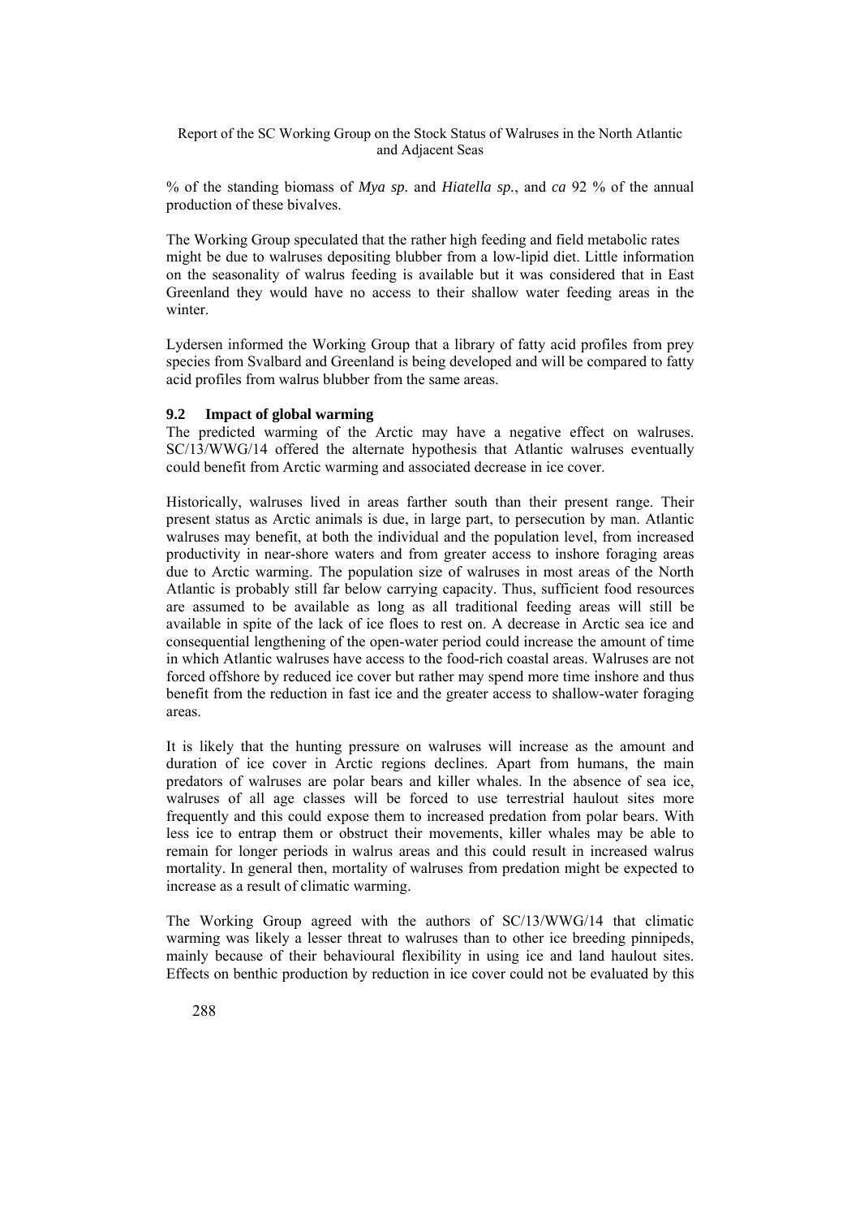% of the standing biomass of *Mya sp.* and *Hiatella sp.*, and *ca* 92 % of the annual production of these bivalves.

The Working Group speculated that the rather high feeding and field metabolic rates might be due to walruses depositing blubber from a low-lipid diet. Little information on the seasonality of walrus feeding is available but it was considered that in East Greenland they would have no access to their shallow water feeding areas in the winter.

Lydersen informed the Working Group that a library of fatty acid profiles from prey species from Svalbard and Greenland is being developed and will be compared to fatty acid profiles from walrus blubber from the same areas.

### 9.2 Impact of global warming

The predicted warming of the Arctic may have a negative effect on walruses. SC/13/WWG/14 offered the alternate hypothesis that Atlantic walruses eventually could benefit from Arctic warming and associated decrease in ice cover.

Historically, walruses lived in areas farther south than their present range. Their present status as Arctic animals is due, in large part, to persecution by man. Atlantic walruses may benefit, at both the individual and the population level, from increased productivity in near-shore waters and from greater access to inshore foraging areas due to Arctic warming. The population size of walruses in most areas of the North Atlantic is probably still far below carrying capacity. Thus, sufficient food resources are assumed to be available as long as all traditional feeding areas will still be available in spite of the lack of ice floes to rest on. A decrease in Arctic sea ice and consequential lengthening of the open-water period could increase the amount of time in which Atlantic walruses have access to the food-rich coastal areas. Walruses are not forced offshore by reduced ice cover but rather may spend more time inshore and thus benefit from the reduction in fast ice and the greater access to shallow-water foraging areas.

It is likely that the hunting pressure on walruses will increase as the amount and duration of ice cover in Arctic regions declines. Apart from humans, the main predators of walruses are polar bears and killer whales. In the absence of sea ice, walruses of all age classes will be forced to use terrestrial haulout sites more frequently and this could expose them to increased predation from polar bears. With less ice to entrap them or obstruct their movements, killer whales may be able to remain for longer periods in walrus areas and this could result in increased walrus mortality. In general then, mortality of walruses from predation might be expected to increase as a result of climatic warming.

The Working Group agreed with the authors of SC/13/WWG/14 that climatic warming was likely a lesser threat to walruses than to other ice breeding pinnipeds, mainly because of their behavioural flexibility in using ice and land haulout sites. Effects on benthic production by reduction in ice cover could not be evaluated by this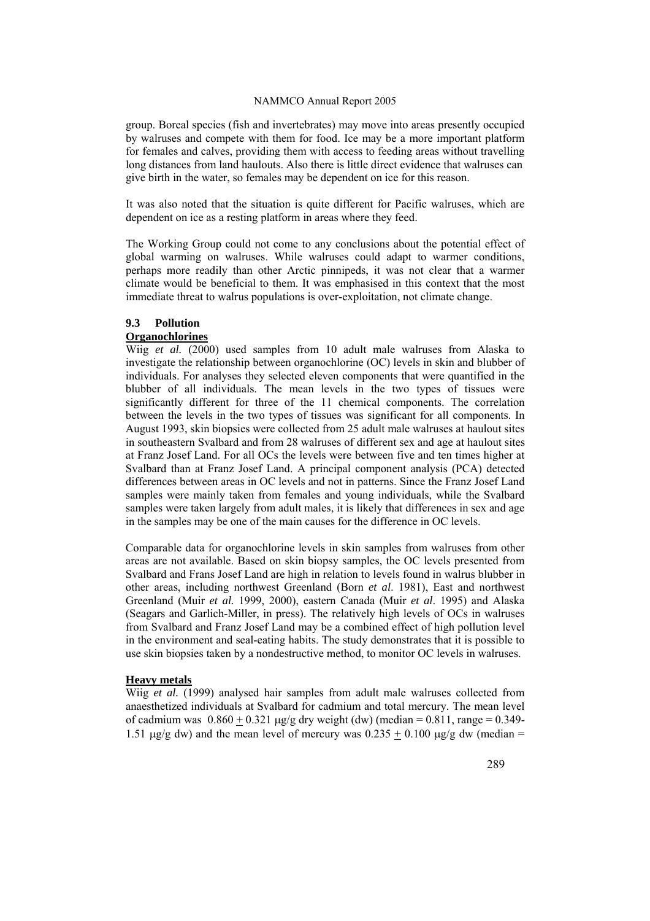group. Boreal species (fish and invertebrates) may move into areas presently occupied by walruses and compete with them for food. Ice may be a more important platform for females and calves, providing them with access to feeding areas without travelling long distances from land haulouts. Also there is little direct evidence that walruses can give birth in the water, so females may be dependent on ice for this reason.

It was also noted that the situation is quite different for Pacific walruses, which are dependent on ice as a resting platform in areas where they feed.

The Working Group could not come to any conclusions about the potential effect of global warming on walruses. While walruses could adapt to warmer conditions, perhaps more readily than other Arctic pinnipeds, it was not clear that a warmer climate would be beneficial to them. It was emphasised in this context that the most immediate threat to walrus populations is over-exploitation, not climate change.

### 9.3 Pollution

**Organochlorines**

Wiig *et al.* (2000) used samples from 10 adult male walruses from Alaska to investigate the relationship between organochlorine (OC) levels in skin and blubber of individuals. For analyses they selected eleven components that were quantified in the blubber of all individuals. The mean levels in the two types of tissues were significantly different for three of the 11 chemical components. The correlation between the levels in the two types of tissues was significant for all components. In August 1993, skin biopsies were collected from 25 adult male walruses at haulout sites in southeastern Svalbard and from 28 walruses of different sex and age at haulout sites at Franz Josef Land. For all OCs the levels were between five and ten times higher at Svalbard than at Franz Josef Land. A principal component analysis (PCA) detected differences between areas in OC levels and not in patterns. Since the Franz Josef Land samples were mainly taken from females and young individuals, while the Svalbard samples were taken largely from adult males, it is likely that differences in sex and age in the samples may be one of the main causes for the difference in OC levels.

Comparable data for organochlorine levels in skin samples from walruses from other areas are not available. Based on skin biopsy samples, the OC levels presented from Svalbard and Frans Josef Land are high in relation to levels found in walrus blubber in other areas, including northwest Greenland (Born *et al*. 1981), East and northwest Greenland (Muir *et al.* 1999, 2000), eastern Canada (Muir *et al*. 1995) and Alaska (Seagars and Garlich-Miller, in press). The relatively high levels of OCs in walruses from Svalbard and Franz Josef Land may be a combined effect of high pollution level in the environment and seal-eating habits. The study demonstrates that it is possible to use skin biopsies taken by a nondestructive method, to monitor OC levels in walruses.

**Heavy metals**

Wiig *et al.* (1999) analysed hair samples from adult male walruses collected from anaesthetized individuals at Svalbard for cadmium and total mercury. The mean level of cadmium was $0.860 \pm 0.321$ μg/g dry weight (dw) (median = 0.811, range = 0.349-1.51 μg/g dw) and the mean level of mercury was $0.235 \pm 0.100$ μg/g dw (median =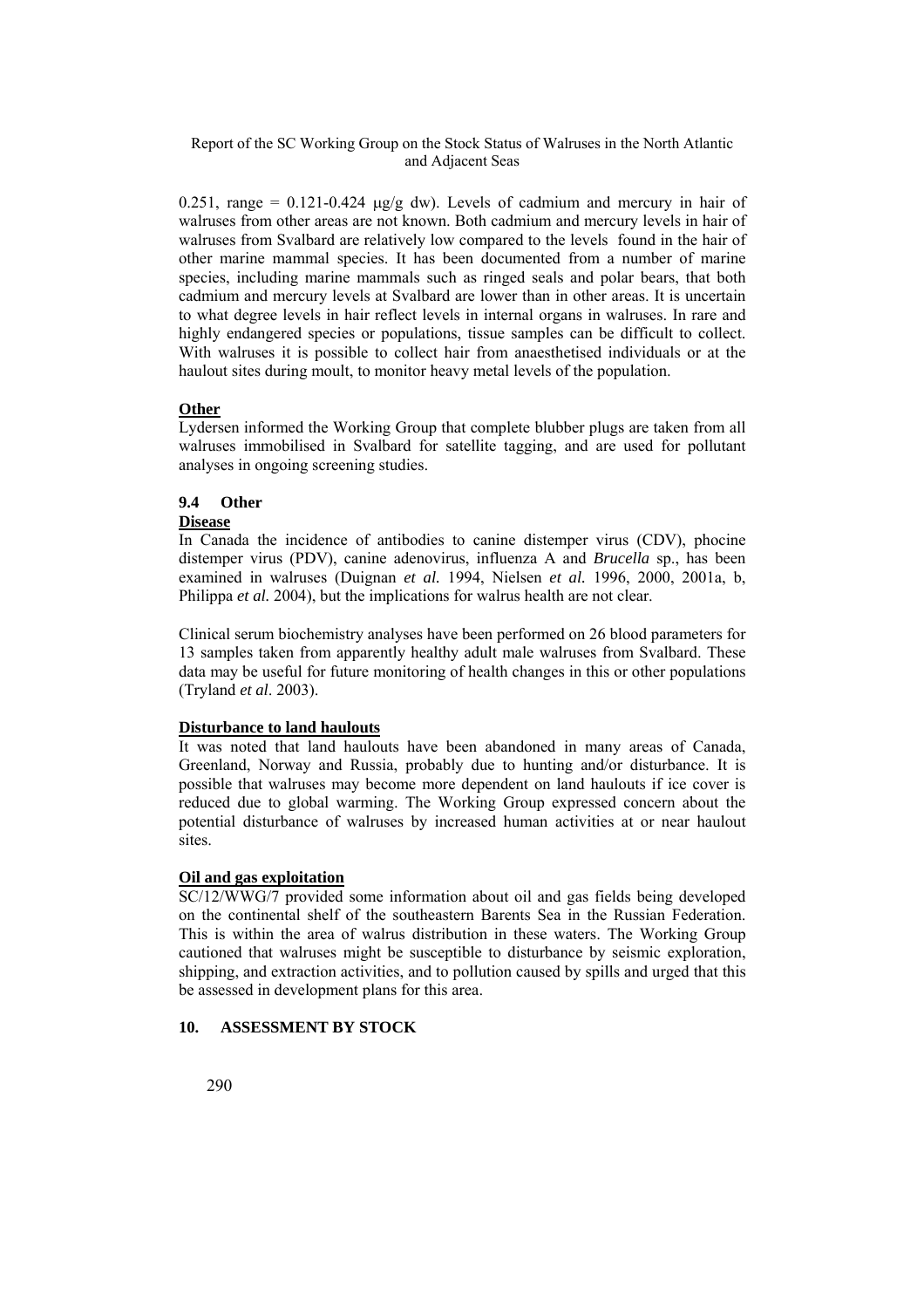0.251, range = 0.121-0.424 μg/g dw). Levels of cadmium and mercury in hair of walruses from other areas are not known. Both cadmium and mercury levels in hair of walruses from Svalbard are relatively low compared to the levels found in the hair of other marine mammal species. It has been documented from a number of marine species, including marine mammals such as ringed seals and polar bears, that both cadmium and mercury levels at Svalbard are lower than in other areas. It is uncertain to what degree levels in hair reflect levels in internal organs in walruses. In rare and highly endangered species or populations, tissue samples can be difficult to collect. With walruses it is possible to collect hair from anaesthetised individuals or at the haulout sites during moult, to monitor heavy metal levels of the population.

**Other**

Lydersen informed the Working Group that complete blubber plugs are taken from all walruses immobilised in Svalbard for satellite tagging, and are used for pollutant analyses in ongoing screening studies.

### 9.4 Other

**Disease**

In Canada the incidence of antibodies to canine distemper virus (CDV), phocine distemper virus (PDV), canine adenovirus, influenza A and *Brucella* sp., has been examined in walruses (Duignan *et al.* 1994, Nielsen *et al.* 1996, 2000, 2001a, b, Philippa *et al.* 2004), but the implications for walrus health are not clear.

Clinical serum biochemistry analyses have been performed on 26 blood parameters for 13 samples taken from apparently healthy adult male walruses from Svalbard. These data may be useful for future monitoring of health changes in this or other populations (Tryland *et al*. 2003).

**Disturbance to land haulouts**

It was noted that land haulouts have been abandoned in many areas of Canada, Greenland, Norway and Russia, probably due to hunting and/or disturbance. It is possible that walruses may become more dependent on land haulouts if ice cover is reduced due to global warming. The Working Group expressed concern about the potential disturbance of walruses by increased human activities at or near haulout sites.

**Oil and gas exploitation**

SC/12/WWG/7 provided some information about oil and gas fields being developed on the continental shelf of the southeastern Barents Sea in the Russian Federation. This is within the area of walrus distribution in these waters. The Working Group cautioned that walruses might be susceptible to disturbance by seismic exploration, shipping, and extraction activities, and to pollution caused by spills and urged that this be assessed in development plans for this area.

## 10. ASSESSMENT BY STOCK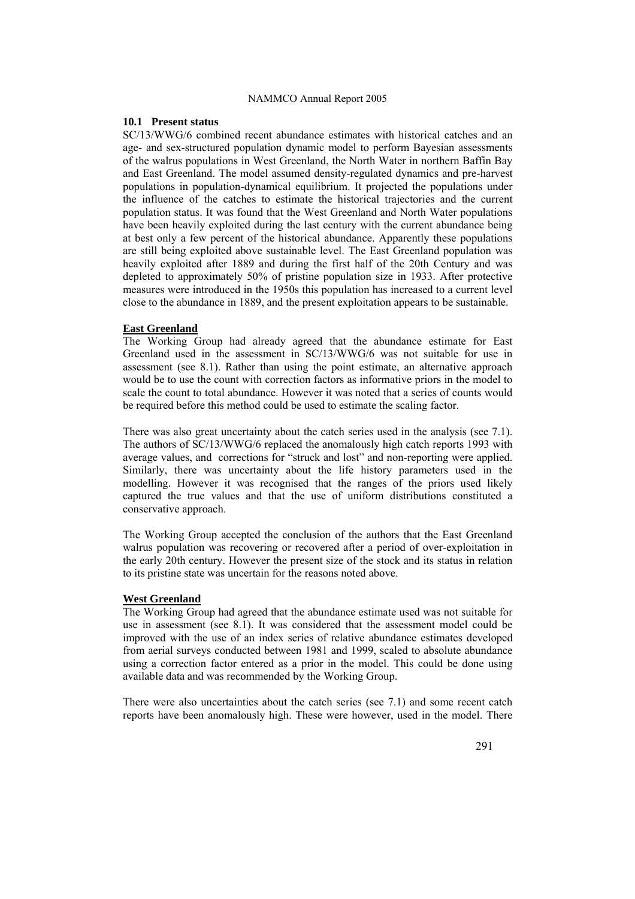## 10.1 Present status

SC/13/WWG/6 combined recent abundance estimates with historical catches and an age- and sex-structured population dynamic model to perform Bayesian assessments of the walrus populations in West Greenland, the North Water in northern Baffin Bay and East Greenland. The model assumed density-regulated dynamics and pre-harvest populations in population-dynamical equilibrium. It projected the populations under the influence of the catches to estimate the historical trajectories and the current population status. It was found that the West Greenland and North Water populations have been heavily exploited during the last century with the current abundance being at best only a few percent of the historical abundance. Apparently these populations are still being exploited above sustainable level. The East Greenland population was heavily exploited after 1889 and during the first half of the 20th Century and was depleted to approximately 50% of pristine population size in 1933. After protective measures were introduced in the 1950s this population has increased to a current level close to the abundance in 1889, and the present exploitation appears to be sustainable.

### East Greenland

The Working Group had already agreed that the abundance estimate for East Greenland used in the assessment in SC/13/WWG/6 was not suitable for use in assessment (see 8.1). Rather than using the point estimate, an alternative approach would be to use the count with correction factors as informative priors in the model to scale the count to total abundance. However it was noted that a series of counts would be required before this method could be used to estimate the scaling factor.

There was also great uncertainty about the catch series used in the analysis (see 7.1). The authors of SC/13/WWG/6 replaced the anomalously high catch reports 1993 with average values, and corrections for "struck and lost" and non-reporting were applied. Similarly, there was uncertainty about the life history parameters used in the modelling. However it was recognised that the ranges of the priors used likely captured the true values and that the use of uniform distributions constituted a conservative approach.

The Working Group accepted the conclusion of the authors that the East Greenland walrus population was recovering or recovered after a period of over-exploitation in the early 20th century. However the present size of the stock and its status in relation to its pristine state was uncertain for the reasons noted above.

### West Greenland

The Working Group had agreed that the abundance estimate used was not suitable for use in assessment (see 8.1). It was considered that the assessment model could be improved with the use of an index series of relative abundance estimates developed from aerial surveys conducted between 1981 and 1999, scaled to absolute abundance using a correction factor entered as a prior in the model. This could be done using available data and was recommended by the Working Group.

There were also uncertainties about the catch series (see 7.1) and some recent catch reports have been anomalously high. These were however, used in the model. There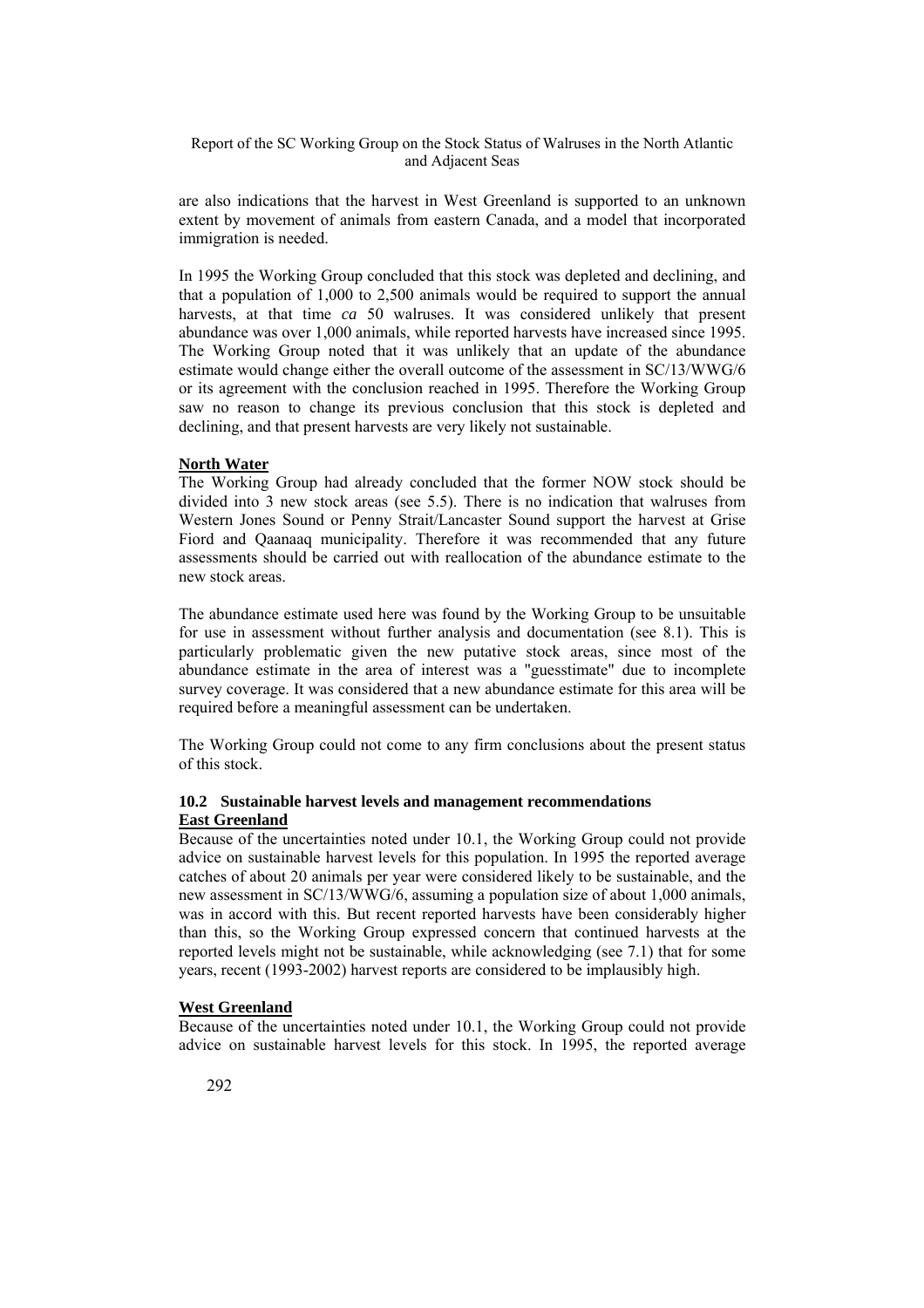are also indications that the harvest in West Greenland is supported to an unknown extent by movement of animals from eastern Canada, and a model that incorporated immigration is needed.

In 1995 the Working Group concluded that this stock was depleted and declining, and that a population of 1,000 to 2,500 animals would be required to support the annual harvests, at that time *ca* 50 walruses. It was considered unlikely that present abundance was over 1,000 animals, while reported harvests have increased since 1995. The Working Group noted that it was unlikely that an update of the abundance estimate would change either the overall outcome of the assessment in SC/13/WWG/6 or its agreement with the conclusion reached in 1995. Therefore the Working Group saw no reason to change its previous conclusion that this stock is depleted and declining, and that present harvests are very likely not sustainable.

**North Water**

The Working Group had already concluded that the former NOW stock should be divided into 3 new stock areas (see 5.5). There is no indication that walruses from Western Jones Sound or Penny Strait/Lancaster Sound support the harvest at Grise Fiord and Qaanaaq municipality. Therefore it was recommended that any future assessments should be carried out with reallocation of the abundance estimate to the new stock areas.

The abundance estimate used here was found by the Working Group to be unsuitable for use in assessment without further analysis and documentation (see 8.1). This is particularly problematic given the new putative stock areas, since most of the abundance estimate in the area of interest was a "guesstimate" due to incomplete survey coverage. It was considered that a new abundance estimate for this area will be required before a meaningful assessment can be undertaken.

The Working Group could not come to any firm conclusions about the present status of this stock.

### 10.2 Sustainable harvest levels and management recommendations

**East Greenland**

Because of the uncertainties noted under 10.1, the Working Group could not provide advice on sustainable harvest levels for this population. In 1995 the reported average catches of about 20 animals per year were considered likely to be sustainable, and the new assessment in SC/13/WWG/6, assuming a population size of about 1,000 animals, was in accord with this. But recent reported harvests have been considerably higher than this, so the Working Group expressed concern that continued harvests at the reported levels might not be sustainable, while acknowledging (see 7.1) that for some years, recent (1993-2002) harvest reports are considered to be implausibly high.

**West Greenland**

Because of the uncertainties noted under 10.1, the Working Group could not provide advice on sustainable harvest levels for this stock. In 1995, the reported average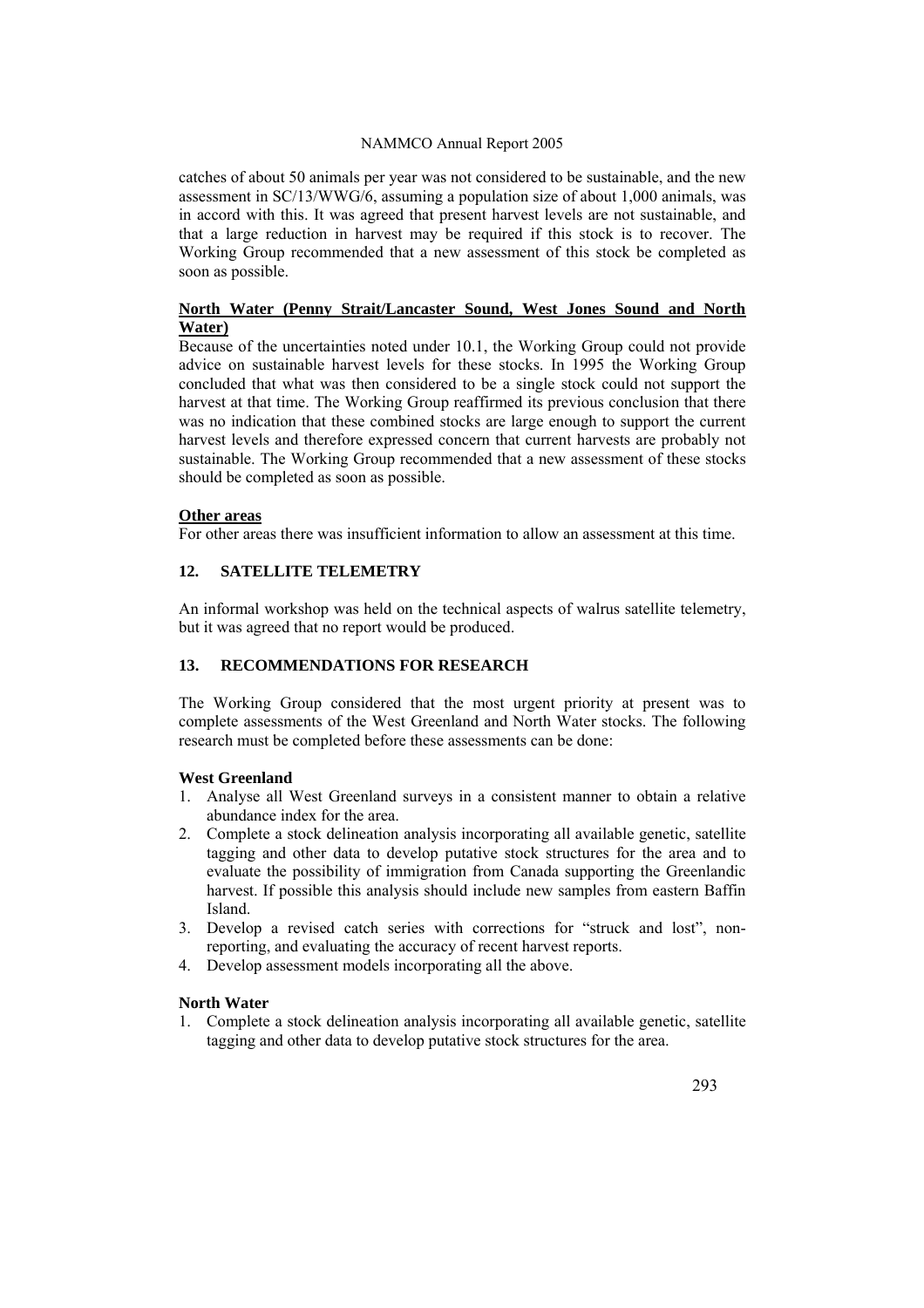catches of about 50 animals per year was not considered to be sustainable, and the new assessment in SC/13/WWG/6, assuming a population size of about 1,000 animals, was in accord with this. It was agreed that present harvest levels are not sustainable, and that a large reduction in harvest may be required if this stock is to recover. The Working Group recommended that a new assessment of this stock be completed as soon as possible.

**North Water (Penny Strait/Lancaster Sound, West Jones Sound and North Water)**

Because of the uncertainties noted under 10.1, the Working Group could not provide advice on sustainable harvest levels for these stocks. In 1995 the Working Group concluded that what was then considered to be a single stock could not support the harvest at that time. The Working Group reaffirmed its previous conclusion that there was no indication that these combined stocks are large enough to support the current harvest levels and therefore expressed concern that current harvests are probably not sustainable. The Working Group recommended that a new assessment of these stocks should be completed as soon as possible.

**Other areas**

For other areas there was insufficient information to allow an assessment at this time.

## 12. SATELLITE TELEMETRY

An informal workshop was held on the technical aspects of walrus satellite telemetry, but it was agreed that no report would be produced.

## 13. RECOMMENDATIONS FOR RESEARCH

The Working Group considered that the most urgent priority at present was to complete assessments of the West Greenland and North Water stocks. The following research must be completed before these assessments can be done:

**West Greenland**

1. Analyse all West Greenland surveys in a consistent manner to obtain a relative abundance index for the area.
2. Complete a stock delineation analysis incorporating all available genetic, satellite tagging and other data to develop putative stock structures for the area and to evaluate the possibility of immigration from Canada supporting the Greenlandic harvest. If possible this analysis should include new samples from eastern Baffin Island.
3. Develop a revised catch series with corrections for "struck and lost", non-reporting, and evaluating the accuracy of recent harvest reports.
4. Develop assessment models incorporating all the above.

**North Water**

1. Complete a stock delineation analysis incorporating all available genetic, satellite tagging and other data to develop putative stock structures for the area.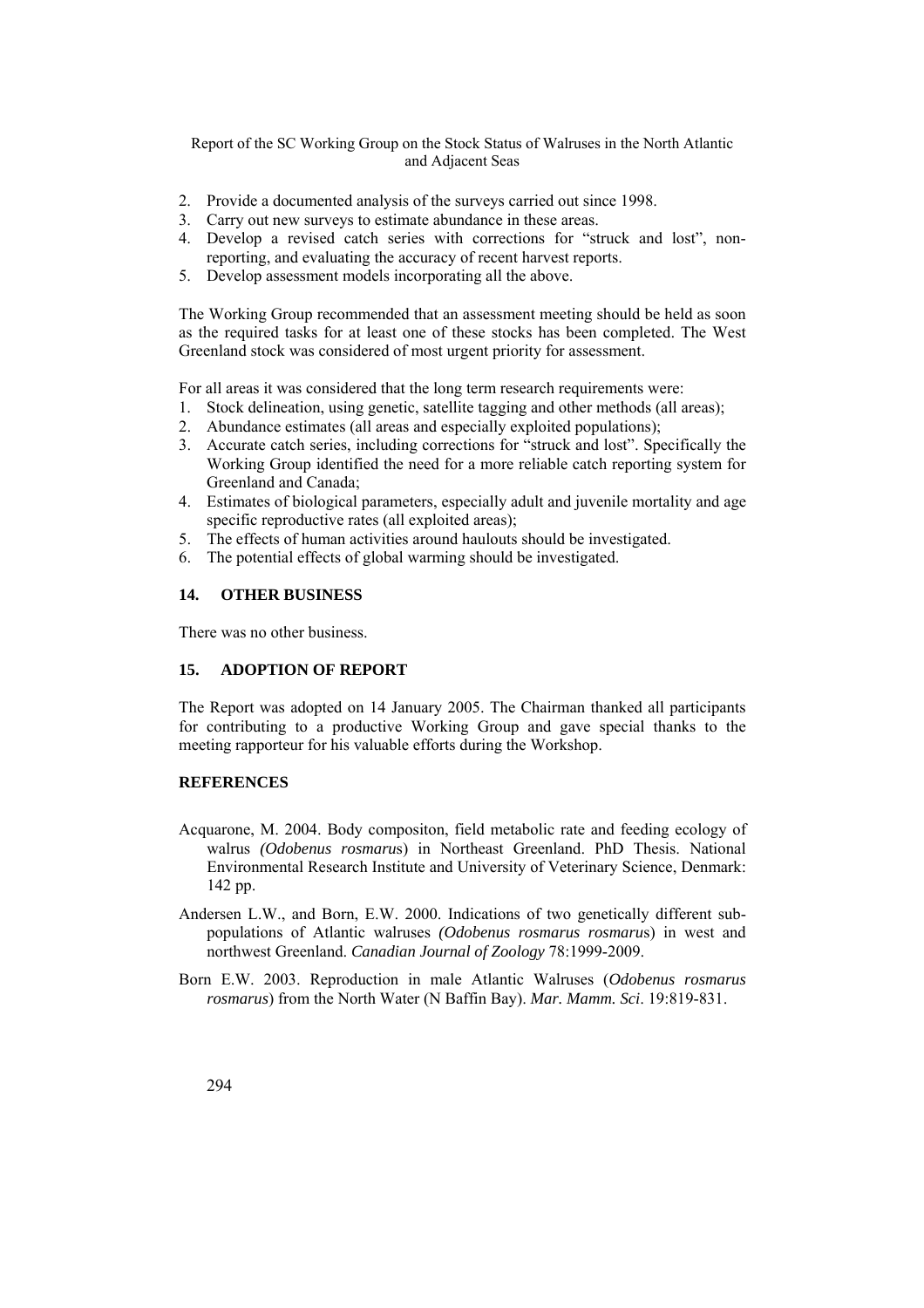2. Provide a documented analysis of the surveys carried out since 1998.
3. Carry out new surveys to estimate abundance in these areas.
4. Develop a revised catch series with corrections for "struck and lost", non-reporting, and evaluating the accuracy of recent harvest reports.
5. Develop assessment models incorporating all the above.

The Working Group recommended that an assessment meeting should be held as soon as the required tasks for at least one of these stocks has been completed. The West Greenland stock was considered of most urgent priority for assessment.

For all areas it was considered that the long term research requirements were:

1. Stock delineation, using genetic, satellite tagging and other methods (all areas);
2. Abundance estimates (all areas and especially exploited populations);
3. Accurate catch series, including corrections for "struck and lost". Specifically the Working Group identified the need for a more reliable catch reporting system for Greenland and Canada;
4. Estimates of biological parameters, especially adult and juvenile mortality and age specific reproductive rates (all exploited areas);
5. The effects of human activities around haulouts should be investigated.
6. The potential effects of global warming should be investigated.

## 14. OTHER BUSINESS

There was no other business.

## 15. ADOPTION OF REPORT

The Report was adopted on 14 January 2005. The Chairman thanked all participants for contributing to a productive Working Group and gave special thanks to the meeting rapporteur for his valuable efforts during the Workshop.

## REFERENCES

Acquarone, M. 2004. Body compositon, field metabolic rate and feeding ecology of walrus *(Odobenus rosmarus*) in Northeast Greenland. PhD Thesis. National Environmental Research Institute and University of Veterinary Science, Denmark: 142 pp.

Andersen L.W., and Born, E.W. 2000. Indications of two genetically different sub-populations of Atlantic walruses *(Odobenus rosmarus rosmarus*) in west and northwest Greenland. *Canadian Journal of Zoology* 78:1999-2009.

Born E.W. 2003. Reproduction in male Atlantic Walruses (*Odobenus rosmarus rosmarus*) from the North Water (N Baffin Bay). *Mar. Mamm. Sci*. 19:819-831.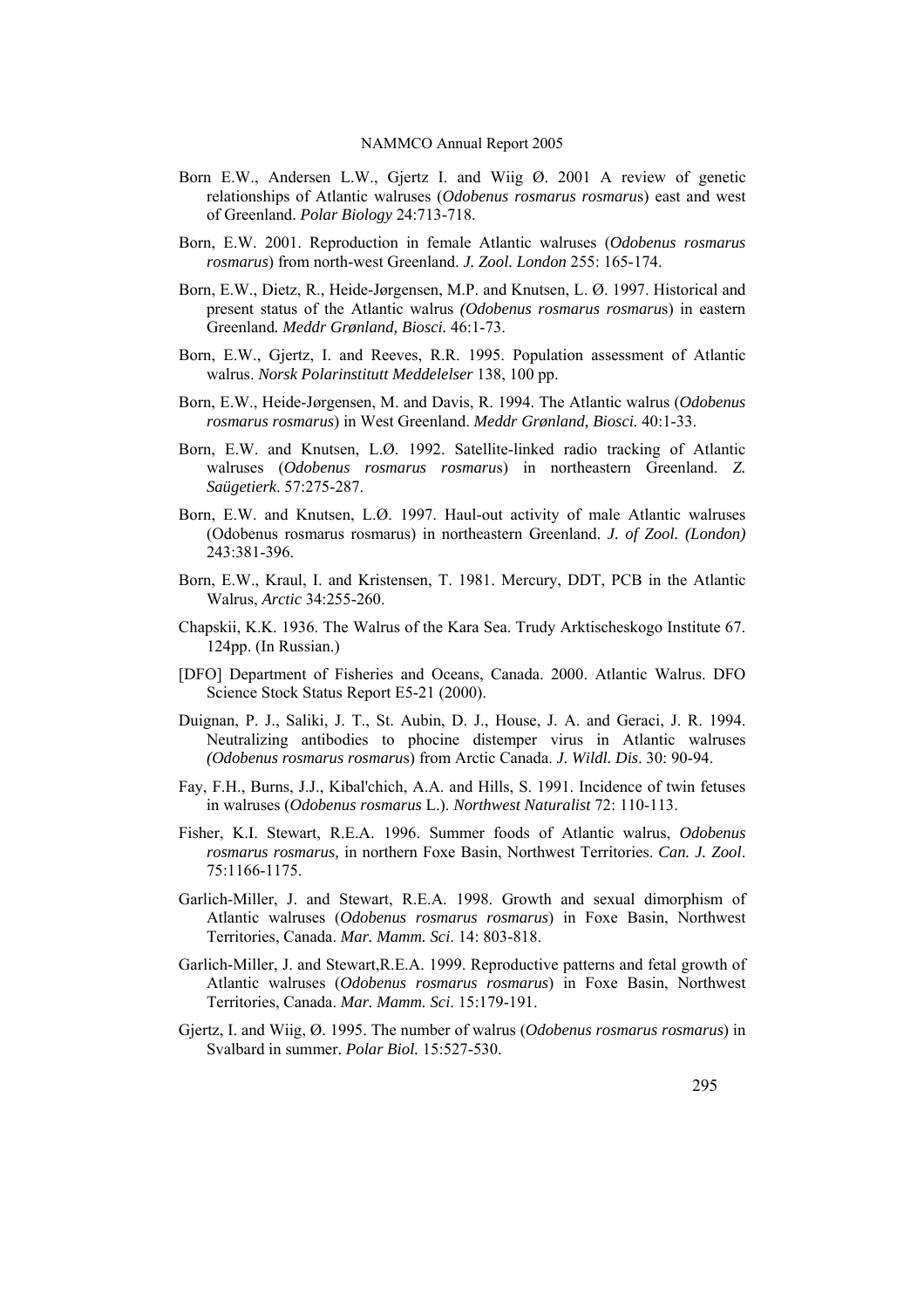Born E.W., Andersen L.W., Gjertz I. and Wiig Ø. 2001 A review of genetic relationships of Atlantic walruses (*Odobenus rosmarus rosmarus*) east and west of Greenland. *Polar Biology* 24:713-718.

Born, E.W. 2001. Reproduction in female Atlantic walruses (*Odobenus rosmarus rosmarus*) from north-west Greenland. *J. Zool. London* 255: 165-174.

Born, E.W., Dietz, R., Heide-Jørgensen, M.P. and Knutsen, L. Ø. 1997. Historical and present status of the Atlantic walrus *(Odobenus rosmarus rosmarus*) in eastern Greenland*. Meddr Grønland, Biosci.* 46:1-73.

Born, E.W., Gjertz, I. and Reeves, R.R. 1995. Population assessment of Atlantic walrus. *Norsk Polarinstitutt Meddelelser* 138, 100 pp.

Born, E.W., Heide-Jørgensen, M. and Davis, R. 1994. The Atlantic walrus (*Odobenus rosmarus rosmarus*) in West Greenland. *Meddr Grønland, Biosci.* 40:1-33.

Born, E.W. and Knutsen, L.Ø. 1992. Satellite-linked radio tracking of Atlantic walruses (*Odobenus rosmarus rosmarus*) in northeastern Greenland. *Z. Saügetierk*. 57:275-287.

Born, E.W. and Knutsen, L.Ø. 1997. Haul-out activity of male Atlantic walruses (Odobenus rosmarus rosmarus) in northeastern Greenland. *J. of Zool. (London)* 243:381-396.

Born, E.W., Kraul, I. and Kristensen, T. 1981. Mercury, DDT, PCB in the Atlantic Walrus, *Arctic* 34:255-260.

Chapskii, K.K. 1936. The Walrus of the Kara Sea. Trudy Arktischeskogo Institute 67. 124pp. (In Russian.)

[DFO] Department of Fisheries and Oceans, Canada. 2000. Atlantic Walrus. DFO Science Stock Status Report E5-21 (2000).

Duignan, P. J., Saliki, J. T., St. Aubin, D. J., House, J. A. and Geraci, J. R. 1994. Neutralizing antibodies to phocine distemper virus in Atlantic walruses *(Odobenus rosmarus rosmarus*) from Arctic Canada. *J. Wildl. Dis*. 30: 90-94.

Fay, F.H., Burns, J.J., Kibal'chich, A.A. and Hills, S. 1991. Incidence of twin fetuses in walruses (*Odobenus rosmarus* L.). *Northwest Naturalist* 72: 110-113.

Fisher, K.I. Stewart, R.E.A. 1996. Summer foods of Atlantic walrus, *Odobenus rosmarus rosmarus,* in northern Foxe Basin, Northwest Territories. *Can. J. Zool*. 75:1166-1175.

Garlich-Miller, J. and Stewart, R.E.A. 1998. Growth and sexual dimorphism of Atlantic walruses (*Odobenus rosmarus rosmarus*) in Foxe Basin, Northwest Territories, Canada. *Mar. Mamm. Sci*. 14: 803-818.

Garlich-Miller, J. and Stewart,R.E.A. 1999. Reproductive patterns and fetal growth of Atlantic walruses (*Odobenus rosmarus rosmarus*) in Foxe Basin, Northwest Territories, Canada. *Mar. Mamm. Sci*. 15:179-191.

Gjertz, I. and Wiig, Ø. 1995. The number of walrus (*Odobenus rosmarus rosmarus*) in Svalbard in summer. *Polar Biol.* 15:527-530.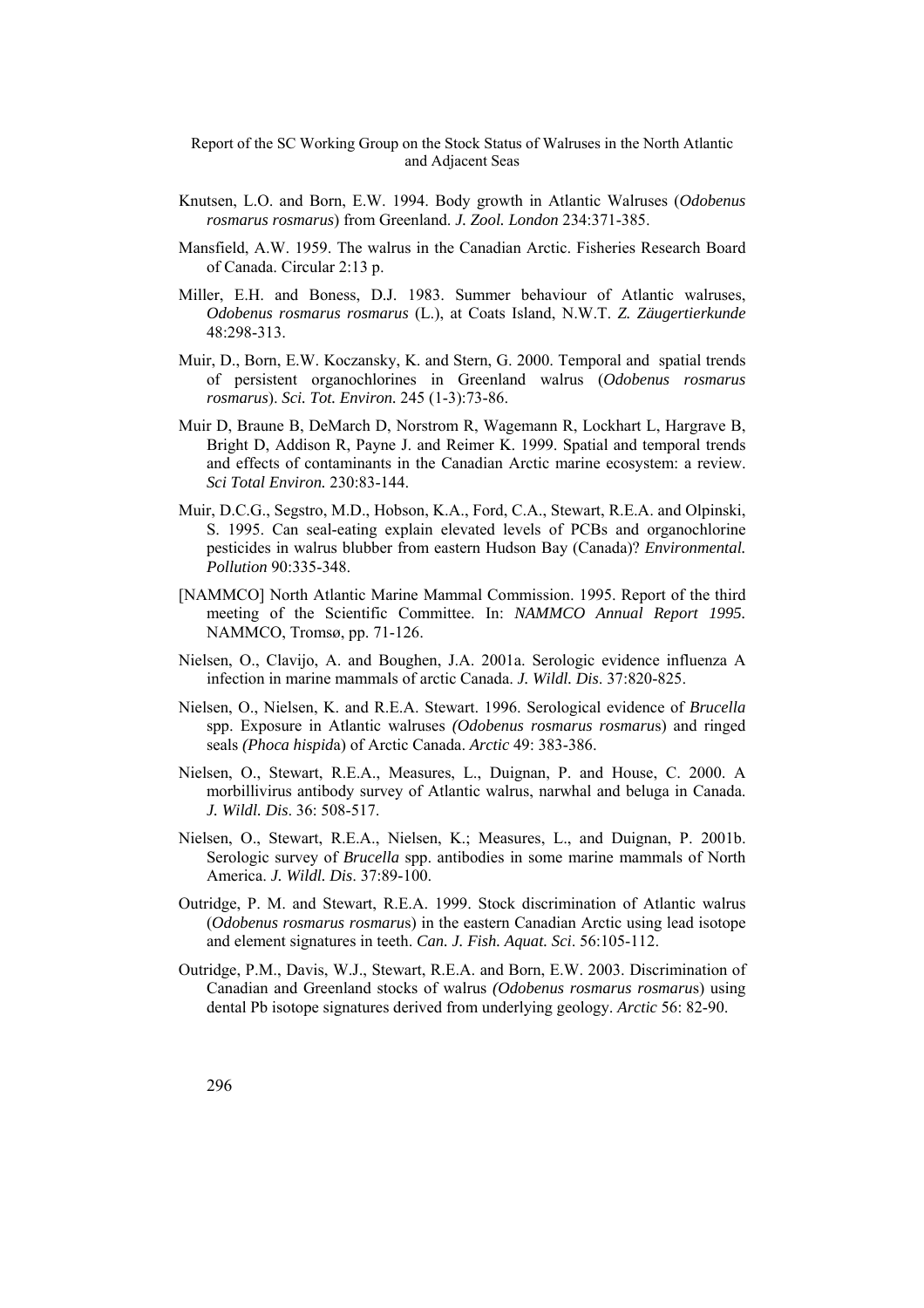Knutsen, L.O. and Born, E.W. 1994. Body growth in Atlantic Walruses (*Odobenus rosmarus rosmarus*) from Greenland. *J. Zool. London* 234:371-385.

Mansfield, A.W. 1959. The walrus in the Canadian Arctic. Fisheries Research Board of Canada. Circular 2:13 p.

Miller, E.H. and Boness, D.J. 1983. Summer behaviour of Atlantic walruses, *Odobenus rosmarus rosmarus* (L.), at Coats Island, N.W.T. *Z. Zäugertierkunde* 48:298-313.

Muir, D., Born, E.W. Koczansky, K. and Stern, G. 2000. Temporal and spatial trends of persistent organochlorines in Greenland walrus (*Odobenus rosmarus rosmarus*). *Sci. Tot. Environ.* 245 (1-3):73-86.

Muir D, Braune B, DeMarch D, Norstrom R, Wagemann R, Lockhart L, Hargrave B, Bright D, Addison R, Payne J. and Reimer K. 1999. Spatial and temporal trends and effects of contaminants in the Canadian Arctic marine ecosystem: a review. *Sci Total Environ.* 230:83-144.

Muir, D.C.G., Segstro, M.D., Hobson, K.A., Ford, C.A., Stewart, R.E.A. and Olpinski, S. 1995. Can seal-eating explain elevated levels of PCBs and organochlorine pesticides in walrus blubber from eastern Hudson Bay (Canada)? *Environmental. Pollution* 90:335-348.

[NAMMCO] North Atlantic Marine Mammal Commission. 1995. Report of the third meeting of the Scientific Committee. In: *NAMMCO Annual Report 1995.* NAMMCO, Tromsø, pp. 71-126.

Nielsen, O., Clavijo, A. and Boughen, J.A. 2001a. Serologic evidence influenza A infection in marine mammals of arctic Canada. *J. Wildl. Dis*. 37:820-825.

Nielsen, O., Nielsen, K. and R.E.A. Stewart. 1996. Serological evidence of *Brucella* spp. Exposure in Atlantic walruses *(Odobenus rosmarus rosmarus*) and ringed seals *(Phoca hispida*) of Arctic Canada. *Arctic* 49: 383-386.

Nielsen, O., Stewart, R.E.A., Measures, L., Duignan, P. and House, C. 2000. A morbillivirus antibody survey of Atlantic walrus, narwhal and beluga in Canada. *J. Wildl. Dis*. 36: 508-517.

Nielsen, O., Stewart, R.E.A., Nielsen, K.; Measures, L., and Duignan, P. 2001b. Serologic survey of *Brucella* spp. antibodies in some marine mammals of North America. *J. Wildl. Dis*. 37:89-100.

Outridge, P. M. and Stewart, R.E.A. 1999. Stock discrimination of Atlantic walrus (*Odobenus rosmarus rosmarus*) in the eastern Canadian Arctic using lead isotope and element signatures in teeth. *Can. J. Fish. Aquat. Sci*. 56:105-112.

Outridge, P.M., Davis, W.J., Stewart, R.E.A. and Born, E.W. 2003. Discrimination of Canadian and Greenland stocks of walrus *(Odobenus rosmarus rosmarus*) using dental Pb isotope signatures derived from underlying geology. *Arctic* 56: 82-90.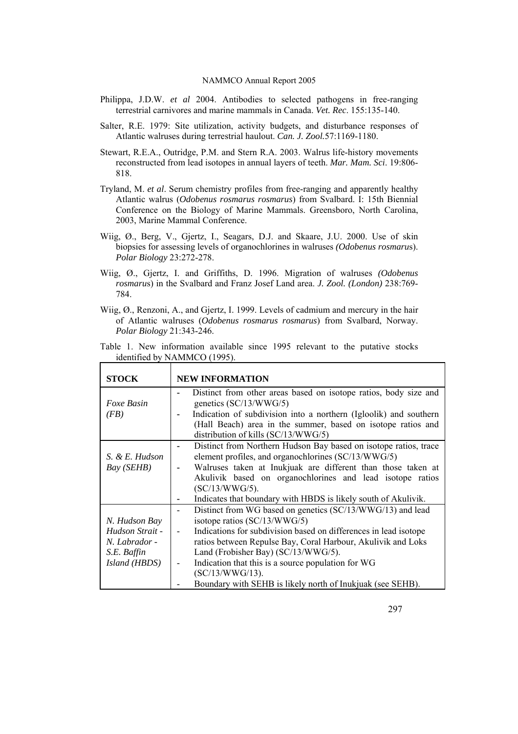Philippa, J.D.W. *et al* 2004. Antibodies to selected pathogens in free-ranging terrestrial carnivores and marine mammals in Canada. *Vet. Rec*. 155:135-140.

Salter, R.E. 1979: Site utilization, activity budgets, and disturbance responses of Atlantic walruses during terrestrial haulout. *Can. J. Zool.*57:1169-1180.

Stewart, R.E.A., Outridge, P.M. and Stern R.A. 2003. Walrus life-history movements reconstructed from lead isotopes in annual layers of teeth. *Mar. Mam. Sci*. 19:806-818.

Tryland, M. *et al*. Serum chemistry profiles from free-ranging and apparently healthy Atlantic walrus (*Odobenus rosmarus rosmarus*) from Svalbard. I: 15th Biennial Conference on the Biology of Marine Mammals. Greensboro, North Carolina, 2003, Marine Mammal Conference.

Wiig, Ø., Berg, V., Gjertz, I., Seagars, D.J. and Skaare, J.U. 2000. Use of skin biopsies for assessing levels of organochlorines in walruses *(Odobenus rosmarus*). *Polar Biology* 23:272-278.

Wiig, Ø., Gjertz, I. and Griffiths, D. 1996. Migration of walruses *(Odobenus rosmarus*) in the Svalbard and Franz Josef Land area. *J. Zool. (London)* 238:769-784.

Wiig, Ø., Renzoni, A., and Gjertz, I. 1999. Levels of cadmium and mercury in the hair of Atlantic walruses (*Odobenus rosmarus rosmarus*) from Svalbard, Norway. *Polar Biology* 21:343-246.

Table 1. New information available since 1995 relevant to the putative stocks identified by NAMMCO (1995).

| **STOCK** | **NEW INFORMATION** |
|---|---|
| *Foxe Basin (FB)* | - Distinct from other areas based on isotope ratios, body size and genetics (SC/13/WWG/5)<br>- Indication of subdivision into a northern (Igloolik) and southern (Hall Beach) area in the summer, based on isotope ratios and distribution of kills (SC/13/WWG/5) |
| *S. & E. Hudson Bay (SEHB)* | - Distinct from Northern Hudson Bay based on isotope ratios, trace element profiles, and organochlorines (SC/13/WWG/5)<br>- Walruses taken at Inukjuak are different than those taken at Akulivik based on organochlorines and lead isotope ratios (SC/13/WWG/5).<br>- Indicates that boundary with HBDS is likely south of Akulivik. |
| *N. Hudson Bay Hudson Strait - N. Labrador - S.E. Baffin Island (HBDS)* | - Distinct from WG based on genetics (SC/13/WWG/13) and lead isotope ratios (SC/13/WWG/5)<br>- Indications for subdivision based on differences in lead isotope ratios between Repulse Bay, Coral Harbour, Akulivik and Loks Land (Frobisher Bay) (SC/13/WWG/5).<br>- Indication that this is a source population for WG (SC/13/WWG/13).<br>- Boundary with SEHB is likely north of Inukjuak (see SEHB). |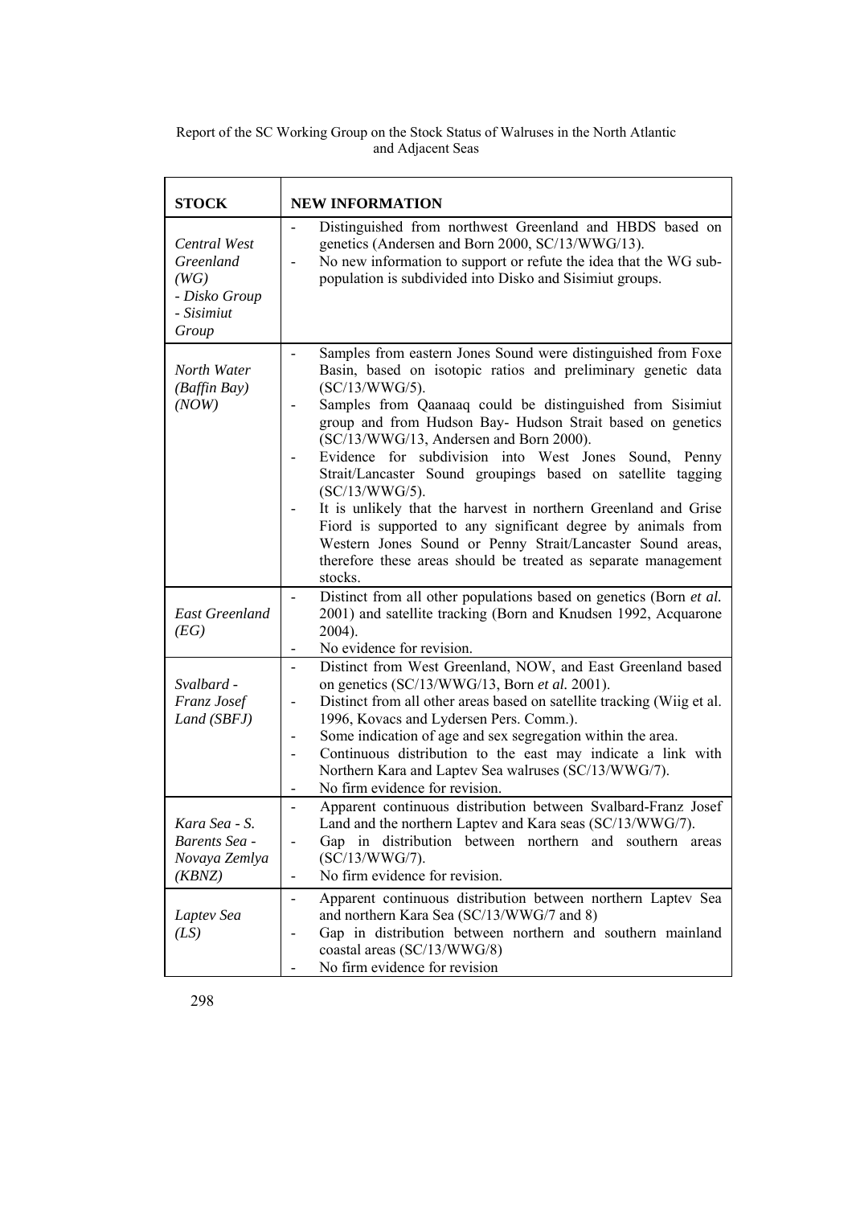| STOCK | NEW INFORMATION |
|---|---|
| *Central West Greenland (WG)* <br> *- Disko Group* <br> *- Sisimiut Group* | - Distinguished from northwest Greenland and HBDS based on genetics (Andersen and Born 2000, SC/13/WWG/13). <br> - No new information to support or refute the idea that the WG sub-population is subdivided into Disko and Sisimiut groups. |
| *North Water (Baffin Bay) (NOW)* | - Samples from eastern Jones Sound were distinguished from Foxe Basin, based on isotopic ratios and preliminary genetic data (SC/13/WWG/5). <br> - Samples from Qaanaaq could be distinguished from Sisimiut group and from Hudson Bay- Hudson Strait based on genetics (SC/13/WWG/13, Andersen and Born 2000). <br> - Evidence for subdivision into West Jones Sound, Penny Strait/Lancaster Sound groupings based on satellite tagging (SC/13/WWG/5). <br> - It is unlikely that the harvest in northern Greenland and Grise Fiord is supported to any significant degree by animals from Western Jones Sound or Penny Strait/Lancaster Sound areas, therefore these areas should be treated as separate management stocks. |
| *East Greenland (EG)* | - Distinct from all other populations based on genetics (Born *et al.* 2001) and satellite tracking (Born and Knudsen 1992, Acquarone 2004). <br> - No evidence for revision. |
| *Svalbard - Franz Josef Land (SBFJ)* | - Distinct from West Greenland, NOW, and East Greenland based on genetics (SC/13/WWG/13, Born *et al.* 2001). <br> - Distinct from all other areas based on satellite tracking (Wiig et al. 1996, Kovacs and Lydersen Pers. Comm.). <br> - Some indication of age and sex segregation within the area. <br> - Continuous distribution to the east may indicate a link with Northern Kara and Laptev Sea walruses (SC/13/WWG/7). <br> - No firm evidence for revision. |
| *Kara Sea - S. Barents Sea - Novaya Zemlya (KBNZ)* | - Apparent continuous distribution between Svalbard-Franz Josef Land and the northern Laptev and Kara seas (SC/13/WWG/7). <br> - Gap in distribution between northern and southern areas (SC/13/WWG/7). <br> - No firm evidence for revision. |
| *Laptev Sea (LS)* | - Apparent continuous distribution between northern Laptev Sea and northern Kara Sea (SC/13/WWG/7 and 8) <br> - Gap in distribution between northern and southern mainland coastal areas (SC/13/WWG/8) <br> - No firm evidence for revision |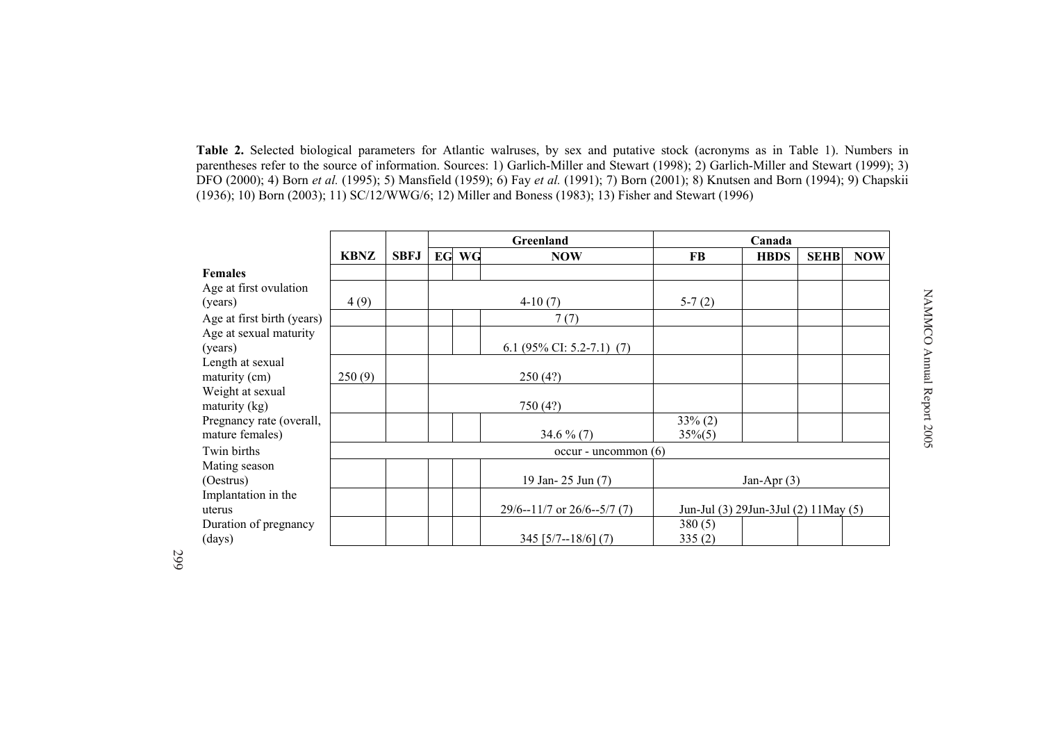**Table 2.** Selected biological parameters for Atlantic walruses, by sex and putative stock (acronyms as in Table 1). Numbers in parentheses refer to the source of information. Sources: 1) Garlich-Miller and Stewart (1998); 2) Garlich-Miller and Stewart (1999); 3) DFO (2000); 4) Born *et al.* (1995); 5) Mansfield (1959); 6) Fay *et al.* (1991); 7) Born (2001); 8) Knutsen and Born (1994); 9) Chapskii (1936); 10) Born (2003); 11) SC/12/WWG/6; 12) Miller and Boness (1983); 13) Fisher and Stewart (1996)

| | | | Greenland | | | Canada | | | |
|---|---|---|---|---|---|---|---|---|---|
| | **KBNZ** | **SBFJ** | **EG** | **WG** | **NOW** | **FB** | **HBDS** | **SEHB** | **NOW** |
| **Females** | | | | | | | | | |
| Age at first ovulation (years) | 4 (9) | | | | 4-10 (7) | 5-7 (2) | | | |
| Age at first birth (years) | | | | | 7 (7) | | | | |
| Age at sexual maturity (years) | | | | | 6.1 (95% CI: 5.2-7.1) (7) | | | | |
| Length at sexual maturity (cm) | 250 (9) | | | | 250 (4?) | | | | |
| Weight at sexual maturity (kg) | | | | | 750 (4?) | | | | |
| Pregnancy rate (overall, mature females) | | | | | 34.6 % (7) | 33% (2) 35%(5) | | | |
| Twin births | occur - uncommon (6) | | | | | | | | |
| Mating season (Oestrus) | | | | | 19 Jan- 25 Jun (7) | Jan-Apr (3) | | | |
| Implantation in the uterus | | | | | 29/6--11/7 or 26/6--5/7 (7) | Jun-Jul (3) 29Jun-3Jul (2) 11May (5) | | | |
| Duration of pregnancy (days) | | | | | 345 [5/7--18/6] (7) | 380 (5) 335 (2) | | | |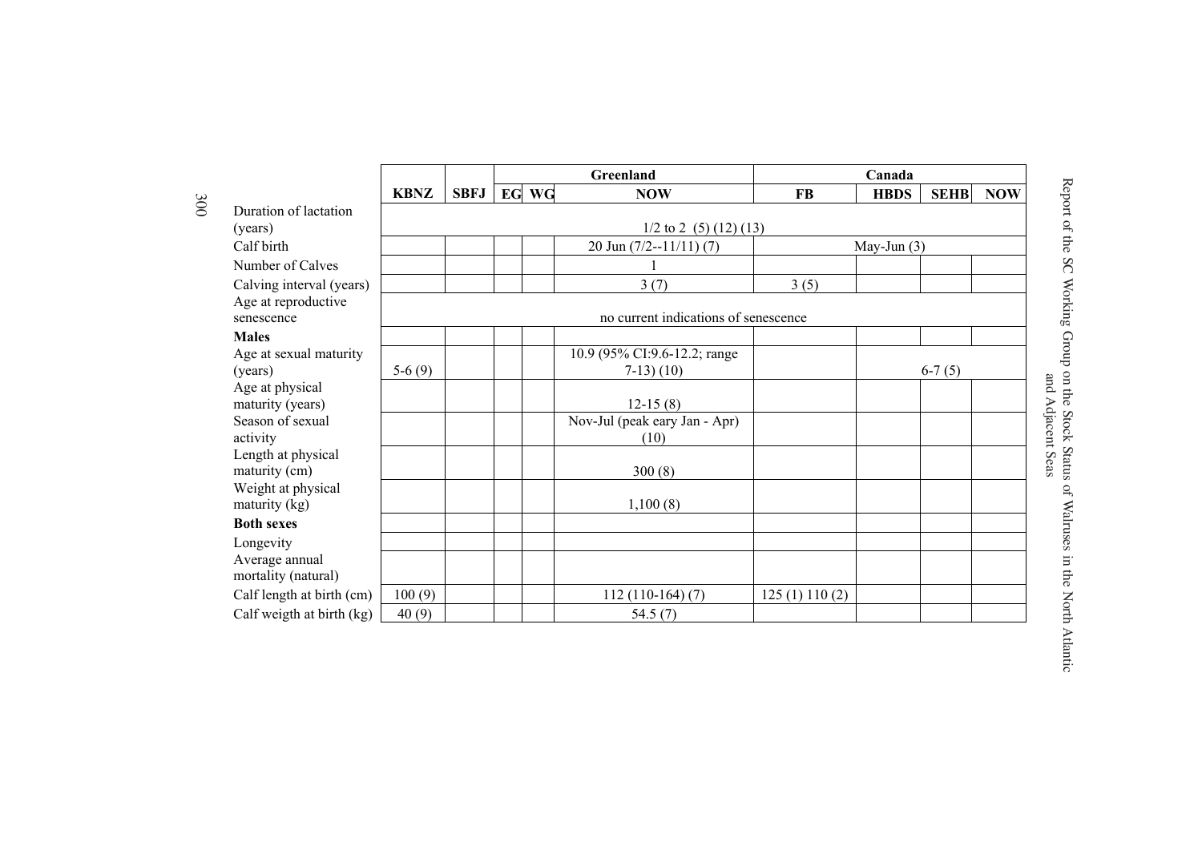| | KBNZ | SBFJ | Greenland EG | WG | NOW | Canada FB | HBDS | SEHB | NOW |
|---|---|---|---|---|---|---|---|---|---|
| Duration of lactation (years) | 1/2 to 2 (5) (12) (13) | | | | | | | | |
| Calf birth | | | | | 20 Jun (7/2--11/11) (7) | May-Jun (3) | | | |
| Number of Calves | | | | | 1 | | | | |
| Calving interval (years) | | | | | 3 (7) | 3 (5) | | | |
| Age at reproductive senescence | no current indications of senescence | | | | | | | | |
| **Males** | | | | | | | | | |
| Age at sexual maturity (years) | 5-6 (9) | | | | 10.9 (95% CI:9.6-12.2; range 7-13) (10) | | 6-7 (5) | | |
| Age at physical maturity (years) | | | | | 12-15 (8) | | | | |
| Season of sexual activity | | | | | Nov-Jul (peak eary Jan - Apr) (10) | | | | |
| Length at physical maturity (cm) | | | | | 300 (8) | | | | |
| Weight at physical maturity (kg) | | | | | 1,100 (8) | | | | |
| **Both sexes** | | | | | | | | | |
| Longevity | | | | | | | | | |
| Average annual mortality (natural) | | | | | | | | | |
| Calf length at birth (cm) | 100 (9) | | | | 112 (110-164) (7) | 125 (1) 110 (2) | | | |
| Calf weigth at birth (kg) | 40 (9) | | | | 54.5 (7) | | | | |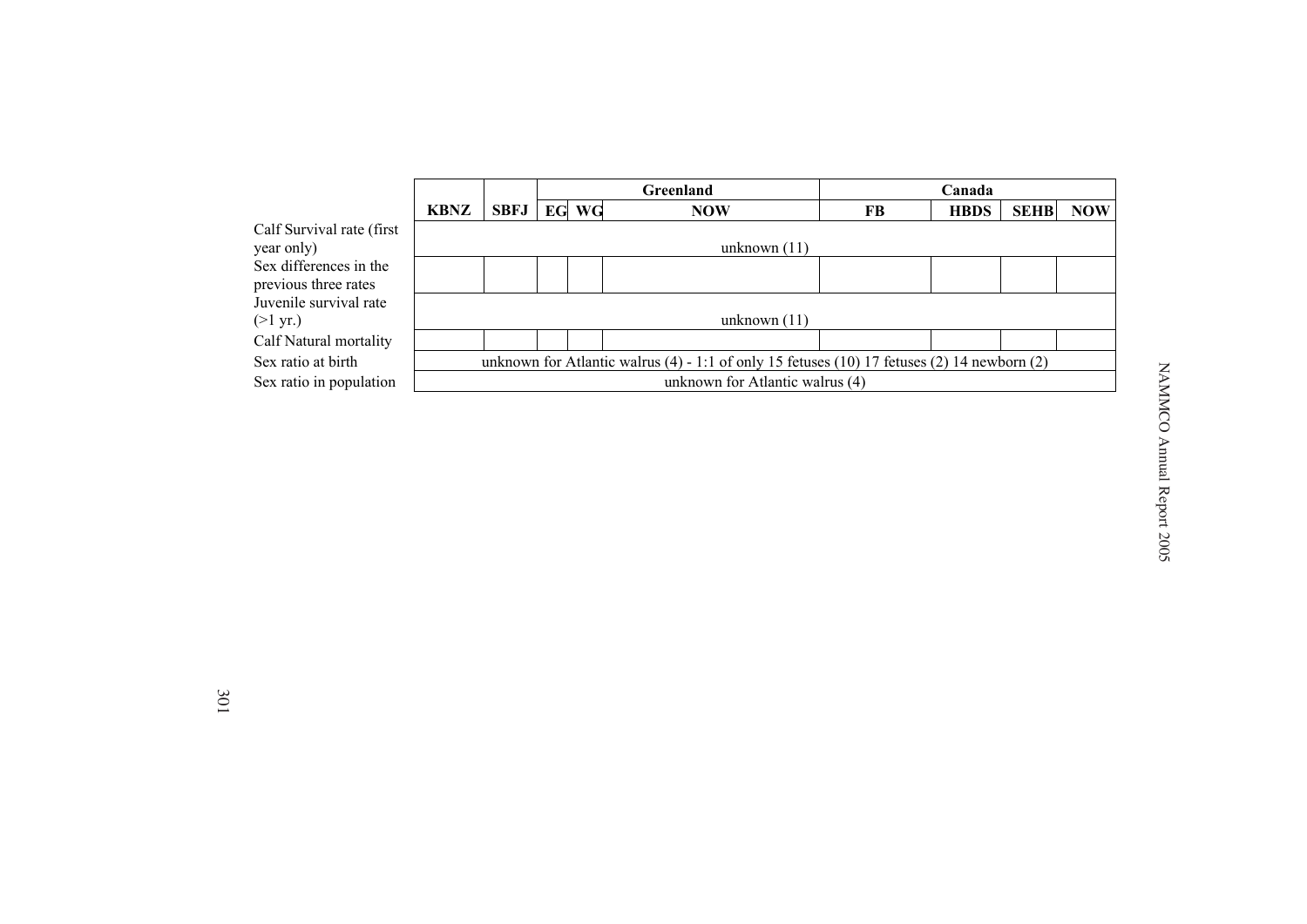| | KBNZ | SBFJ | Greenland EG | WG | NOW | Canada FB | HBDS | SEHB | NOW |
|---|---|---|---|---|---|---|---|---|---|
| Calf Survival rate (first year only) | unknown (11) | | | | | | | | |
| Sex differences in the previous three rates | | | | | | | | | |
| Juvenile survival rate (>1 yr.) | unknown (11) | | | | | | | | |
| Calf Natural mortality | | | | | | | | | |
| Sex ratio at birth | unknown for Atlantic walrus (4) - 1:1 of only 15 fetuses (10) 17 fetuses (2) 14 newborn (2) | | | | | | | | |
| Sex ratio in population | unknown for Atlantic walrus (4) | | | | | | | | |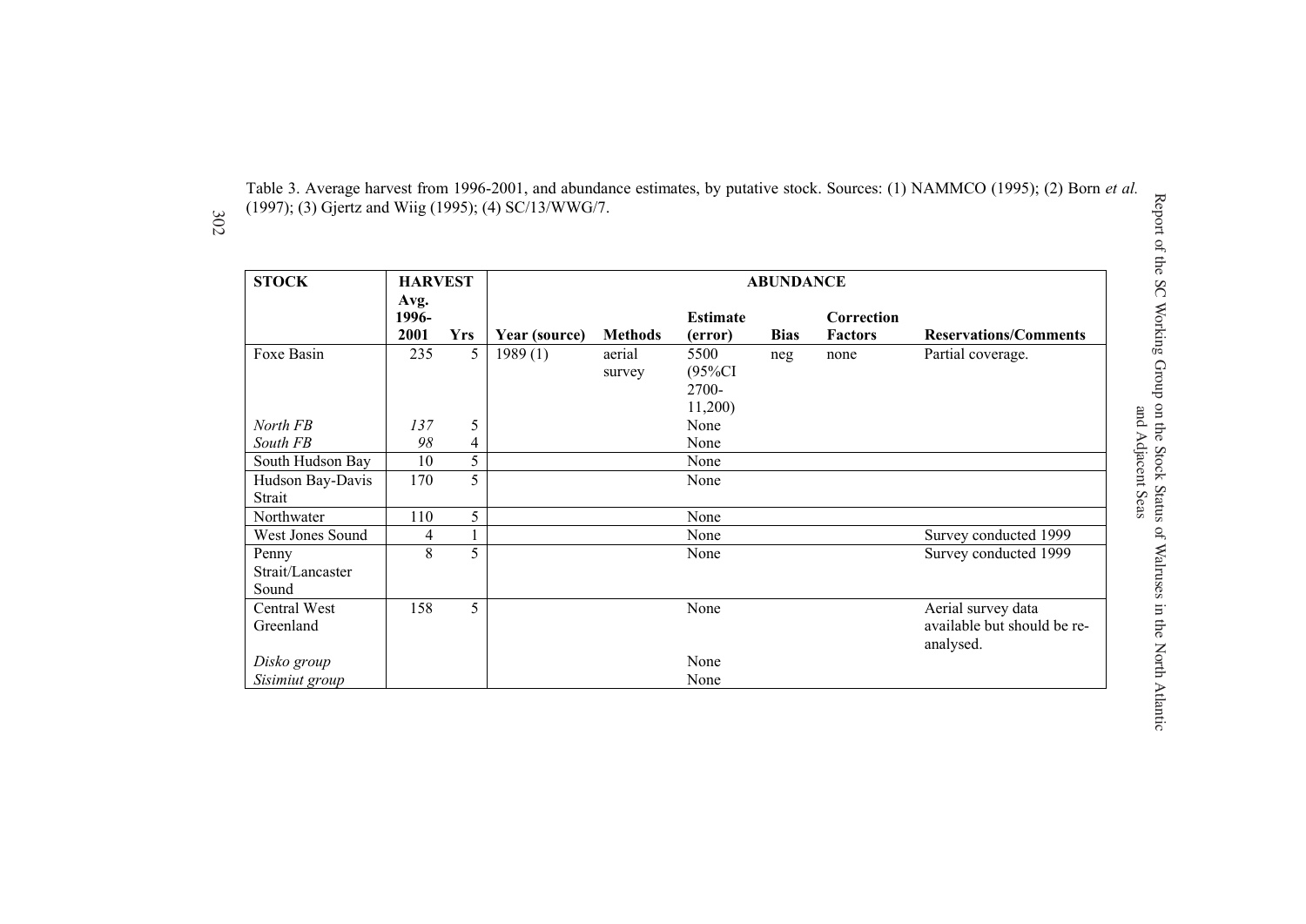Table 3. Average harvest from 1996-2001, and abundance estimates, by putative stock. Sources: (1) NAMMCO (1995); (2) Born *et al.* (1997); (3) Gjertz and Wiig (1995); (4) SC/13/WWG/7.

| **STOCK** | **HARVEST** | | **ABUNDANCE** | | | | | |
|---|---|---|---|---|---|---|---|---|
| | **Avg. 1996-2001** | **Yrs** | **Year (source)** | **Methods** | **Estimate (error)** | **Bias** | **Correction Factors** | **Reservations/Comments** |
| Foxe Basin | 235 | 5 | 1989 (1) | aerial survey | 5500 (95%CI 2700-11,200) | neg | none | Partial coverage. |
| *North FB* | *137* | 5 | | | None | | | |
| *South FB* | *98* | 4 | | | None | | | |
| South Hudson Bay | 10 | 5 | | | None | | | |
| Hudson Bay-Davis Strait | 170 | 5 | | | None | | | |
| Northwater | 110 | 5 | | | None | | | |
| West Jones Sound | 4 | 1 | | | None | | | Survey conducted 1999 |
| Penny Strait/Lancaster Sound | 8 | 5 | | | None | | | Survey conducted 1999 |
| Central West Greenland | 158 | 5 | | | None | | | Aerial survey data available but should be re-analysed. |
| *Disko group* | | | | | None | | | |
| *Sisimiut group* | | | | | None | | | |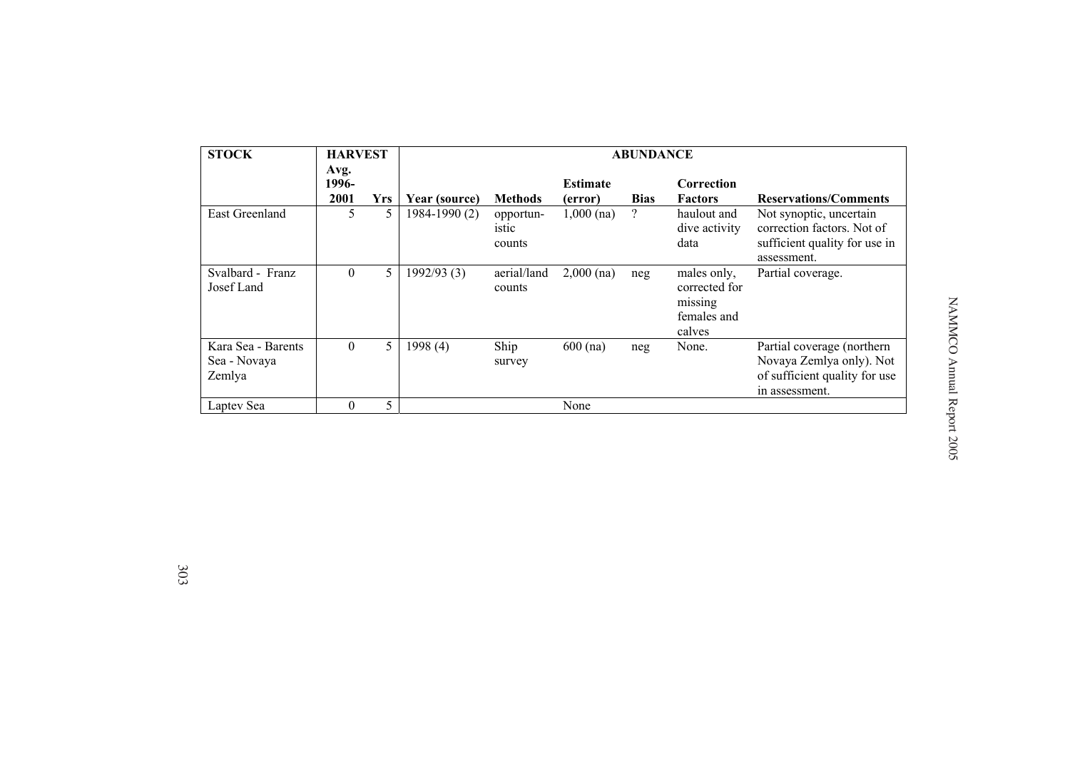| STOCK | HARVEST | | ABUNDANCE | | | | | |
|---|---|---|---|---|---|---|---|---|
| | Avg. 1996-2001 | Yrs | Year (source) | Methods | Estimate (error) | Bias | Correction Factors | Reservations/Comments |
| East Greenland | 5 | 5 | 1984-1990 (2) | opportun-istic counts | 1,000 (na) | ? | haulout and dive activity data | Not synoptic, uncertain correction factors. Not of sufficient quality for use in assessment. |
| Svalbard - Franz Josef Land | 0 | 5 | 1992/93 (3) | aerial/land counts | 2,000 (na) | neg | males only, corrected for missing females and calves | Partial coverage. |
| Kara Sea - Barents Sea - Novaya Zemlya | 0 | 5 | 1998 (4) | Ship survey | 600 (na) | neg | None. | Partial coverage (northern Novaya Zemlya only). Not of sufficient quality for use in assessment. |
| Laptev Sea | 0 | 5 | | | None | | | |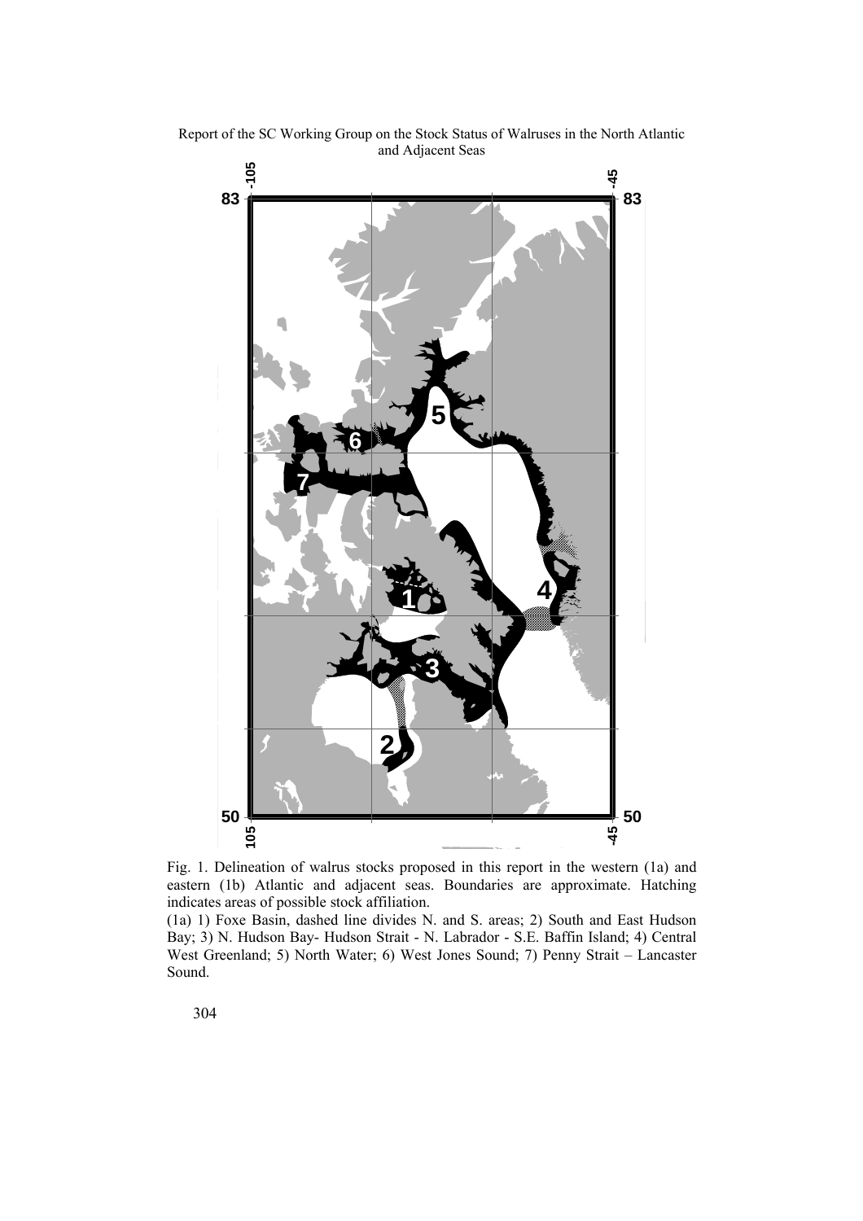Fig. 1. Delineation of walrus stocks proposed in this report in the western (1a) and eastern (1b) Atlantic and adjacent seas. Boundaries are approximate. Hatching indicates areas of possible stock affiliation.

(1a) 1) Foxe Basin, dashed line divides N. and S. areas; 2) South and East Hudson Bay; 3) N. Hudson Bay- Hudson Strait - N. Labrador - S.E. Baffin Island; 4) Central West Greenland; 5) North Water; 6) West Jones Sound; 7) Penny Strait – Lancaster Sound.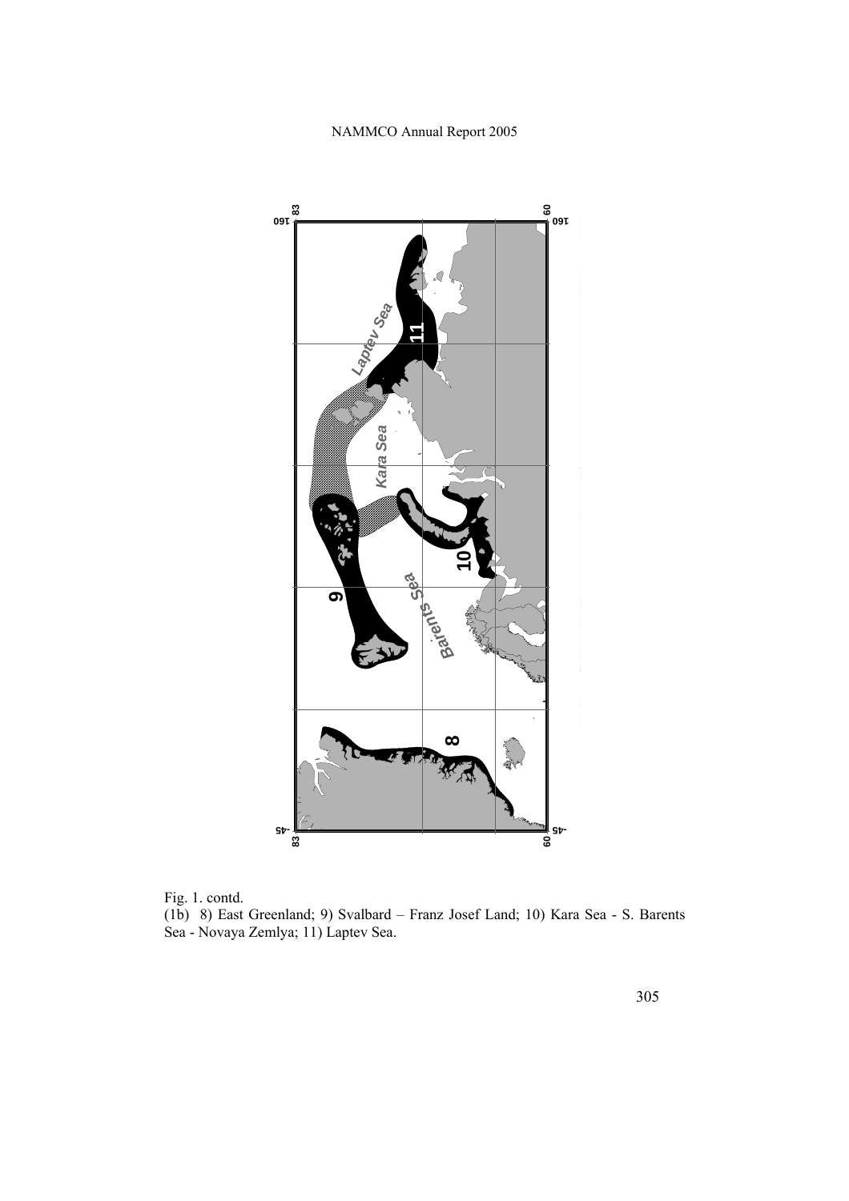Fig. 1. contd.

(1b) 8) East Greenland; 9) Svalbard – Franz Josef Land; 10) Kara Sea - S. Barents Sea - Novaya Zemlya; 11) Laptev Sea.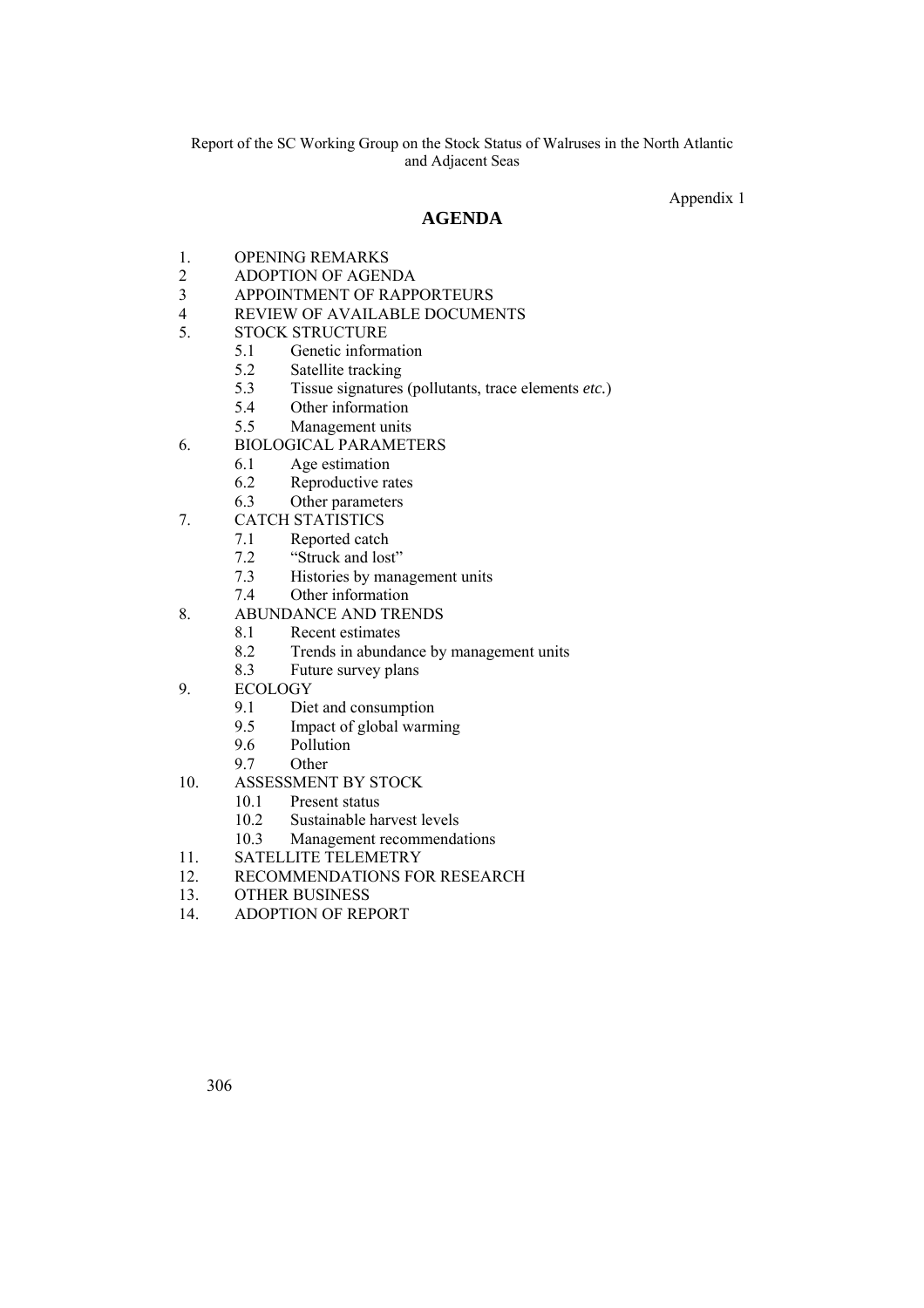Report of the SC Working Group on the Stock Status of Walruses in the North Atlantic and Adjacent Seas

Appendix 1

## AGENDA

1. OPENING REMARKS
2 ADOPTION OF AGENDA
3 APPOINTMENT OF RAPPORTEURS
4 REVIEW OF AVAILABLE DOCUMENTS
5. STOCK STRUCTURE
   - 5.1 Genetic information
   - 5.2 Satellite tracking
   - 5.3 Tissue signatures (pollutants, trace elements *etc.*)
   - 5.4 Other information
   - 5.5 Management units
6. BIOLOGICAL PARAMETERS
   - 6.1 Age estimation
   - 6.2 Reproductive rates
   - 6.3 Other parameters
7. CATCH STATISTICS
   - 7.1 Reported catch
   - 7.2 "Struck and lost"
   - 7.3 Histories by management units
   - 7.4 Other information
8. ABUNDANCE AND TRENDS
   - 8.1 Recent estimates
   - 8.2 Trends in abundance by management units
   - 8.3 Future survey plans
9. ECOLOGY
   - 9.1 Diet and consumption
   - 9.5 Impact of global warming
   - 9.6 Pollution
   - 9.7 Other
10. ASSESSMENT BY STOCK
    - 10.1 Present status
    - 10.2 Sustainable harvest levels
    - 10.3 Management recommendations
11. SATELLITE TELEMETRY
12. RECOMMENDATIONS FOR RESEARCH
13. OTHER BUSINESS
14. ADOPTION OF REPORT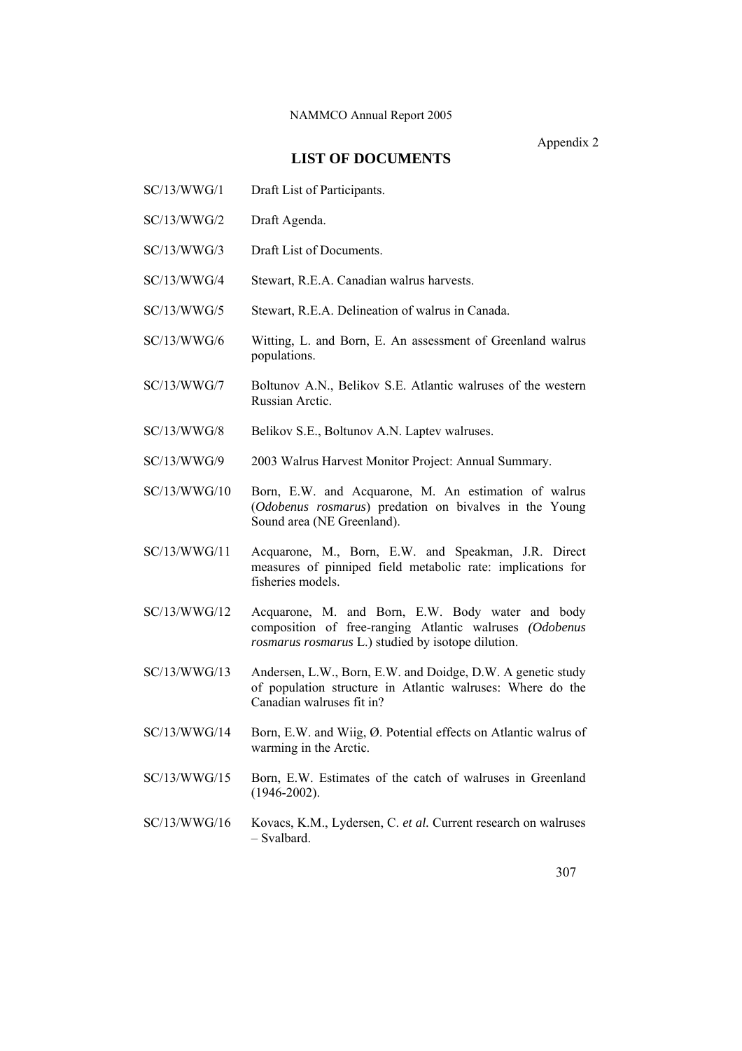Appendix 2

## LIST OF DOCUMENTS

| | |
|---|---|
| SC/13/WWG/1 | Draft List of Participants. |
| SC/13/WWG/2 | Draft Agenda. |
| SC/13/WWG/3 | Draft List of Documents. |
| SC/13/WWG/4 | Stewart, R.E.A. Canadian walrus harvests. |
| SC/13/WWG/5 | Stewart, R.E.A. Delineation of walrus in Canada. |
| SC/13/WWG/6 | Witting, L. and Born, E. An assessment of Greenland walrus populations. |
| SC/13/WWG/7 | Boltunov A.N., Belikov S.E. Atlantic walruses of the western Russian Arctic. |
| SC/13/WWG/8 | Belikov S.E., Boltunov A.N. Laptev walruses. |
| SC/13/WWG/9 | 2003 Walrus Harvest Monitor Project: Annual Summary. |
| SC/13/WWG/10 | Born, E.W. and Acquarone, M. An estimation of walrus (*Odobenus rosmarus*) predation on bivalves in the Young Sound area (NE Greenland). |
| SC/13/WWG/11 | Acquarone, M., Born, E.W. and Speakman, J.R. Direct measures of pinniped field metabolic rate: implications for fisheries models. |
| SC/13/WWG/12 | Acquarone, M. and Born, E.W. Body water and body composition of free-ranging Atlantic walruses *(Odobenus rosmarus rosmarus* L.) studied by isotope dilution. |
| SC/13/WWG/13 | Andersen, L.W., Born, E.W. and Doidge, D.W. A genetic study of population structure in Atlantic walruses: Where do the Canadian walruses fit in? |
| SC/13/WWG/14 | Born, E.W. and Wiig, Ø. Potential effects on Atlantic walrus of warming in the Arctic. |
| SC/13/WWG/15 | Born, E.W. Estimates of the catch of walruses in Greenland (1946-2002). |
| SC/13/WWG/16 | Kovacs, K.M., Lydersen, C. *et al.* Current research on walruses – Svalbard. |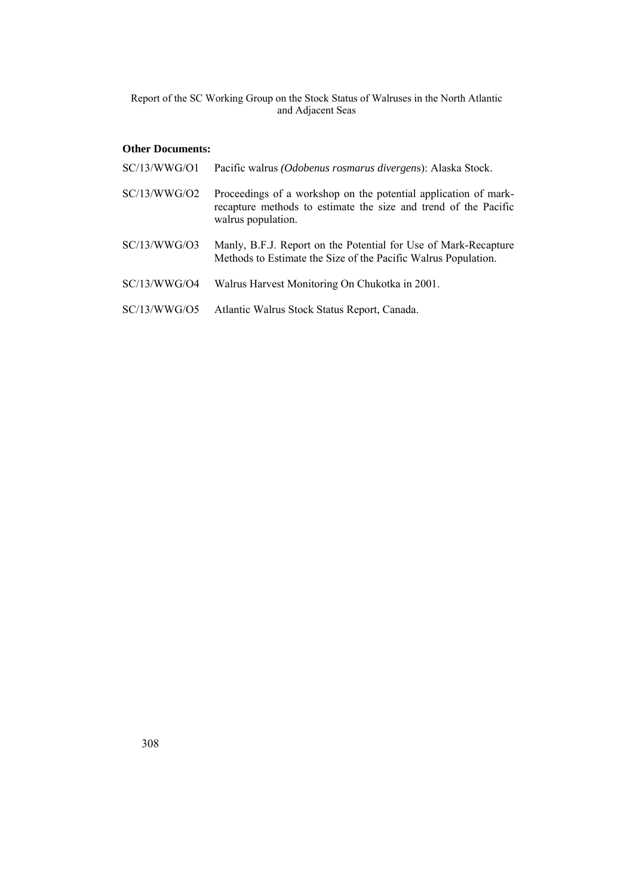**Other Documents:**

SC/13/WWG/O1 Pacific walrus *(Odobenus rosmarus divergens*): Alaska Stock.

SC/13/WWG/O2 Proceedings of a workshop on the potential application of mark-recapture methods to estimate the size and trend of the Pacific walrus population.

SC/13/WWG/O3 Manly, B.F.J. Report on the Potential for Use of Mark-Recapture Methods to Estimate the Size of the Pacific Walrus Population.

SC/13/WWG/O4 Walrus Harvest Monitoring On Chukotka in 2001.

SC/13/WWG/O5 Atlantic Walrus Stock Status Report, Canada.